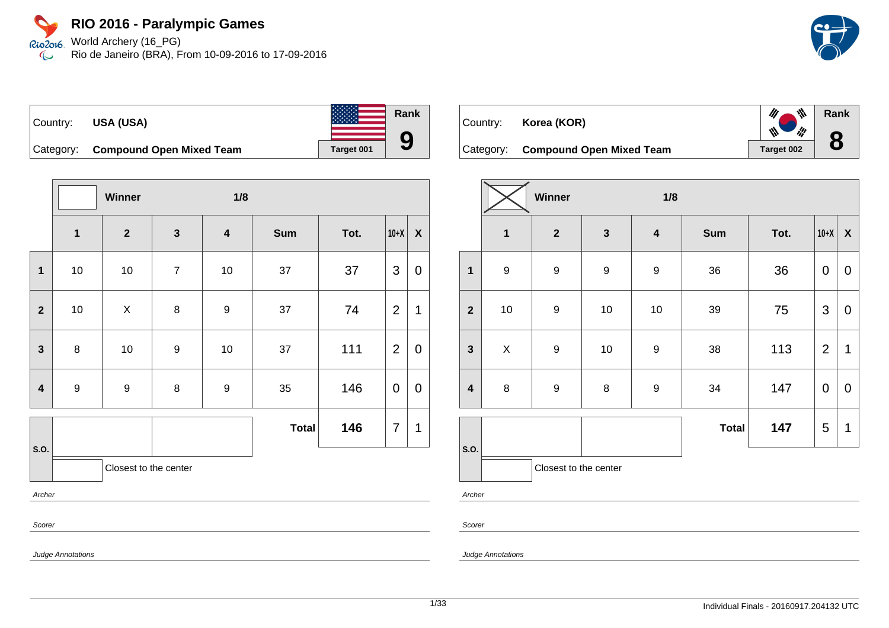# RIO 2016 - Paralympic Games

World Archery (16_PG)
Rio de Janeiro (BRA), From 10-09-2016 to 17-09-2016

| Country: | USA (USA) | | Rank |
|---|---|---|---|
| Category: | Compound Open Mixed Team | Target 001 | 9 |

| | Winner | | 1/8 | | | | | |
|---|---|---|---|---|---|---|---|---|
| | 1 | 2 | 3 | 4 | Sum | Tot. | 10+X | X |
| 1 | 10 | 10 | 7 | 10 | 37 | 37 | 3 | 0 |
| 2 | 10 | X | 8 | 9 | 37 | 74 | 2 | 1 |
| 3 | 8 | 10 | 9 | 10 | 37 | 111 | 2 | 0 |
| 4 | 9 | 9 | 8 | 9 | 35 | 146 | 0 | 0 |
| S.O. | | | | | **Total** | **146** | 7 | 1 |

Closest to the center

*Archer*

*Scorer*

*Judge Annotations*

| Country: | Korea (KOR) | | Rank |
|---|---|---|---|
| Category: | Compound Open Mixed Team | Target 002 | 8 |

| | Winner | | 1/8 | | | | | |
|---|---|---|---|---|---|---|---|---|
| | 1 | 2 | 3 | 4 | Sum | Tot. | 10+X | X |
| 1 | 9 | 9 | 9 | 9 | 36 | 36 | 0 | 0 |
| 2 | 10 | 9 | 10 | 10 | 39 | 75 | 3 | 0 |
| 3 | X | 9 | 10 | 9 | 38 | 113 | 2 | 1 |
| 4 | 8 | 9 | 8 | 9 | 34 | 147 | 0 | 0 |
| S.O. | | | | | **Total** | **147** | 5 | 1 |

Closest to the center

*Archer*

*Scorer*

*Judge Annotations*

Individual Finals - 20160917.204132 UTC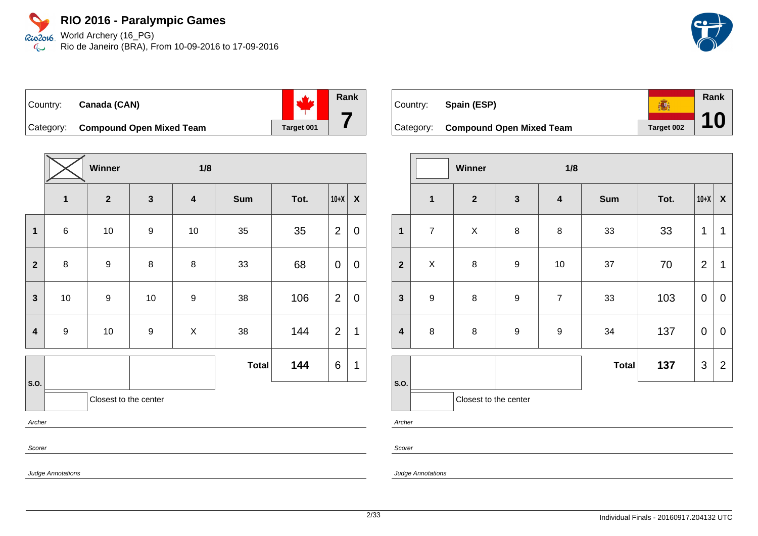# RIO 2016 - Paralympic Games

World Archery (16_PG)
Rio de Janeiro (BRA), From 10-09-2016 to 17-09-2016

| Country: | Canada (CAN) | Rank |
|---|---|---|
| Category: | Compound Open Mixed Team | Target 001 | 7 |

Winner (X) — 1/8

| | 1 | 2 | 3 | 4 | Sum | Tot. | 10+X | X |
|---|---|---|---|---|---|---|---|---|
| 1 | 6 | 10 | 9 | 10 | 35 | 35 | 2 | 0 |
| 2 | 8 | 9 | 8 | 8 | 33 | 68 | 0 | 0 |
| 3 | 10 | 9 | 10 | 9 | 38 | 106 | 2 | 0 |
| 4 | 9 | 10 | 9 | X | 38 | 144 | 2 | 1 |
| S.O. | | | | | **Total** | **144** | 6 | 1 |

Closest to the center

*Archer*

*Scorer*

*Judge Annotations*

| Country: | Spain (ESP) | Rank |
|---|---|---|
| Category: | Compound Open Mixed Team | Target 002 | 10 |

Winner — 1/8

| | 1 | 2 | 3 | 4 | Sum | Tot. | 10+X | X |
|---|---|---|---|---|---|---|---|---|
| 1 | 7 | X | 8 | 8 | 33 | 33 | 1 | 1 |
| 2 | X | 8 | 9 | 10 | 37 | 70 | 2 | 1 |
| 3 | 9 | 8 | 9 | 7 | 33 | 103 | 0 | 0 |
| 4 | 8 | 8 | 9 | 9 | 34 | 137 | 0 | 0 |
| S.O. | | | | | **Total** | **137** | 3 | 2 |

Closest to the center

*Archer*

*Scorer*

*Judge Annotations*

Individual Finals - 20160917.204132 UTC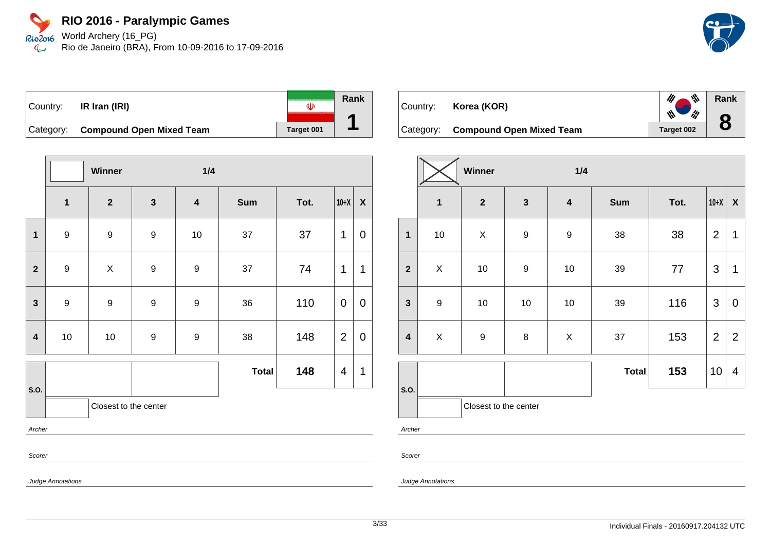# RIO 2016 - Paralympic Games

World Archery (16_PG)
Rio de Janeiro (BRA), From 10-09-2016 to 17-09-2016

| Country: | IR Iran (IRI) | Rank |
|---|---|---|
| Category: | Compound Open Mixed Team | 1 |
| | Target 001 | |

| | 1 | 2 | 3 | 4 | Sum | Tot. | 10+X | X |
|---|---|---|---|---|---|---|---|---|
| 1 | 9 | 9 | 9 | 10 | 37 | 37 | 1 | 0 |
| 2 | 9 | X | 9 | 9 | 37 | 74 | 1 | 1 |
| 3 | 9 | 9 | 9 | 9 | 36 | 110 | 0 | 0 |
| 4 | 10 | 10 | 9 | 9 | 38 | 148 | 2 | 0 |
| | | | | | **Total** | **148** | 4 | 1 |

Winner — 1/4

S.O.

Closest to the center

*Archer*

*Scorer*

*Judge Annotations*

| Country: | Korea (KOR) | Rank |
|---|---|---|
| Category: | Compound Open Mixed Team | 8 |
| | Target 002 | |

| | 1 | 2 | 3 | 4 | Sum | Tot. | 10+X | X |
|---|---|---|---|---|---|---|---|---|
| 1 | 10 | X | 9 | 9 | 38 | 38 | 2 | 1 |
| 2 | X | 10 | 9 | 10 | 39 | 77 | 3 | 1 |
| 3 | 9 | 10 | 10 | 10 | 39 | 116 | 3 | 0 |
| 4 | X | 9 | 8 | X | 37 | 153 | 2 | 2 |
| | | | | | **Total** | **153** | 10 | 4 |

Winner — 1/4

S.O.

Closest to the center

*Archer*

*Scorer*

*Judge Annotations*

Individual Finals - 20160917.204132 UTC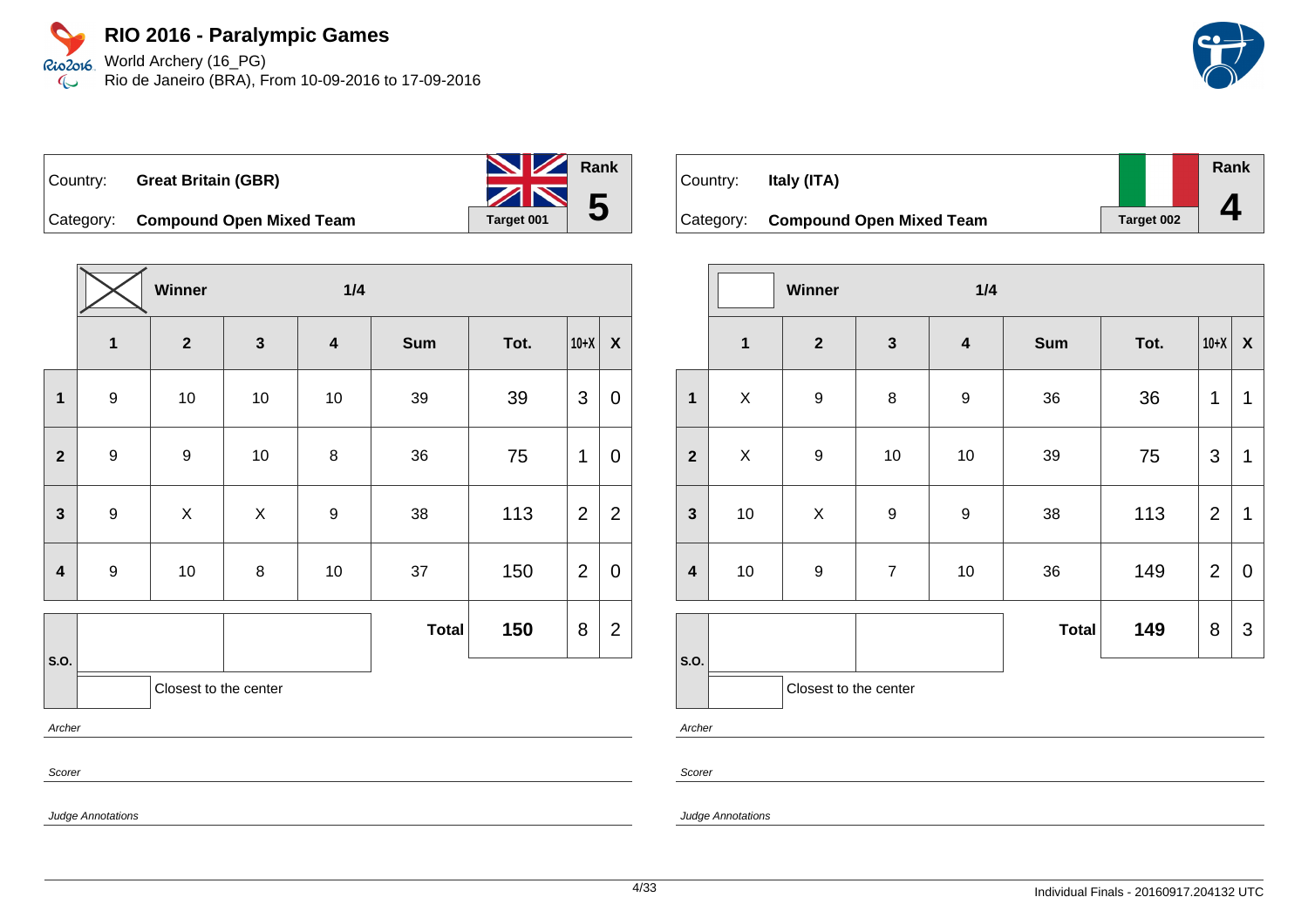# RIO 2016 - Paralympic Games

World Archery (16_PG)
Rio de Janeiro (BRA), From 10-09-2016 to 17-09-2016

| Country: | **Great Britain (GBR)** | Target 001 | Rank **5** |
|---|---|---|---|
| Category: | **Compound Open Mixed Team** | | |

| | Winner (X) | | 1/4 | | | | | |
|---|---|---|---|---|---|---|---|---|
| | **1** | **2** | **3** | **4** | **Sum** | **Tot.** | **10+X** | **X** |
| **1** | 9 | 10 | 10 | 10 | 39 | 39 | 3 | 0 |
| **2** | 9 | 9 | 10 | 8 | 36 | 75 | 1 | 0 |
| **3** | 9 | X | X | 9 | 38 | 113 | 2 | 2 |
| **4** | 9 | 10 | 8 | 10 | 37 | 150 | 2 | 0 |
| **S.O.** | | | | | **Total** | **150** | 8 | 2 |

Closest to the center

*Archer*

*Scorer*

*Judge Annotations*

| Country: | **Italy (ITA)** | Target 002 | Rank **4** |
|---|---|---|---|
| Category: | **Compound Open Mixed Team** | | |

| | Winner | | 1/4 | | | | | |
|---|---|---|---|---|---|---|---|---|
| | **1** | **2** | **3** | **4** | **Sum** | **Tot.** | **10+X** | **X** |
| **1** | X | 9 | 8 | 9 | 36 | 36 | 1 | 1 |
| **2** | X | 9 | 10 | 10 | 39 | 75 | 3 | 1 |
| **3** | 10 | X | 9 | 9 | 38 | 113 | 2 | 1 |
| **4** | 10 | 9 | 7 | 10 | 36 | 149 | 2 | 0 |
| **S.O.** | | | | | **Total** | **149** | 8 | 3 |

Closest to the center

*Archer*

*Scorer*

*Judge Annotations*

Individual Finals - 20160917.204132 UTC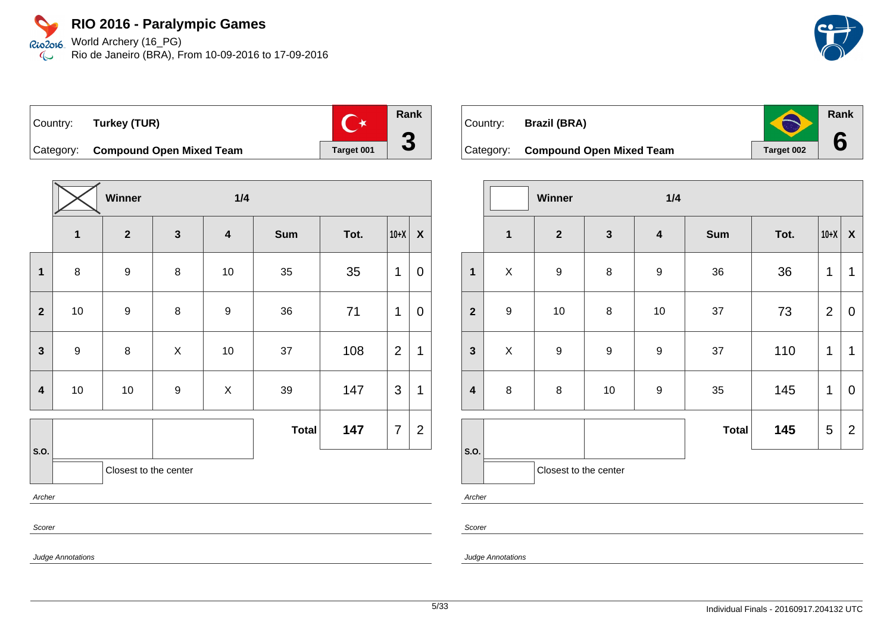# RIO 2016 - Paralympic Games

World Archery (16_PG)
Rio de Janeiro (BRA), From 10-09-2016 to 17-09-2016

| Country: | Turkey (TUR) | | Rank |
|---|---|---|---|
| Category: | **Compound Open Mixed Team** | Target 001 | **3** |

Winner: X — 1/4

| | 1 | 2 | 3 | 4 | Sum | Tot. | 10+X | X |
|---|---|---|---|---|---|---|---|---|
| **1** | 8 | 9 | 8 | 10 | 35 | 35 | 1 | 0 |
| **2** | 10 | 9 | 8 | 9 | 36 | 71 | 1 | 0 |
| **3** | 9 | 8 | X | 10 | 37 | 108 | 2 | 1 |
| **4** | 10 | 10 | 9 | X | 39 | 147 | 3 | 1 |
| | | | | | **Total** | **147** | 7 | 2 |

S.O.: Closest to the center

*Archer*

*Scorer*

*Judge Annotations*

| Country: | Brazil (BRA) | | Rank |
|---|---|---|---|
| Category: | **Compound Open Mixed Team** | Target 002 | **6** |

Winner: — 1/4

| | 1 | 2 | 3 | 4 | Sum | Tot. | 10+X | X |
|---|---|---|---|---|---|---|---|---|
| **1** | X | 9 | 8 | 9 | 36 | 36 | 1 | 1 |
| **2** | 9 | 10 | 8 | 10 | 37 | 73 | 2 | 0 |
| **3** | X | 9 | 9 | 9 | 37 | 110 | 1 | 1 |
| **4** | 8 | 8 | 10 | 9 | 35 | 145 | 1 | 0 |
| | | | | | **Total** | **145** | 5 | 2 |

S.O.: Closest to the center

*Archer*

*Scorer*

*Judge Annotations*

Individual Finals - 20160917.204132 UTC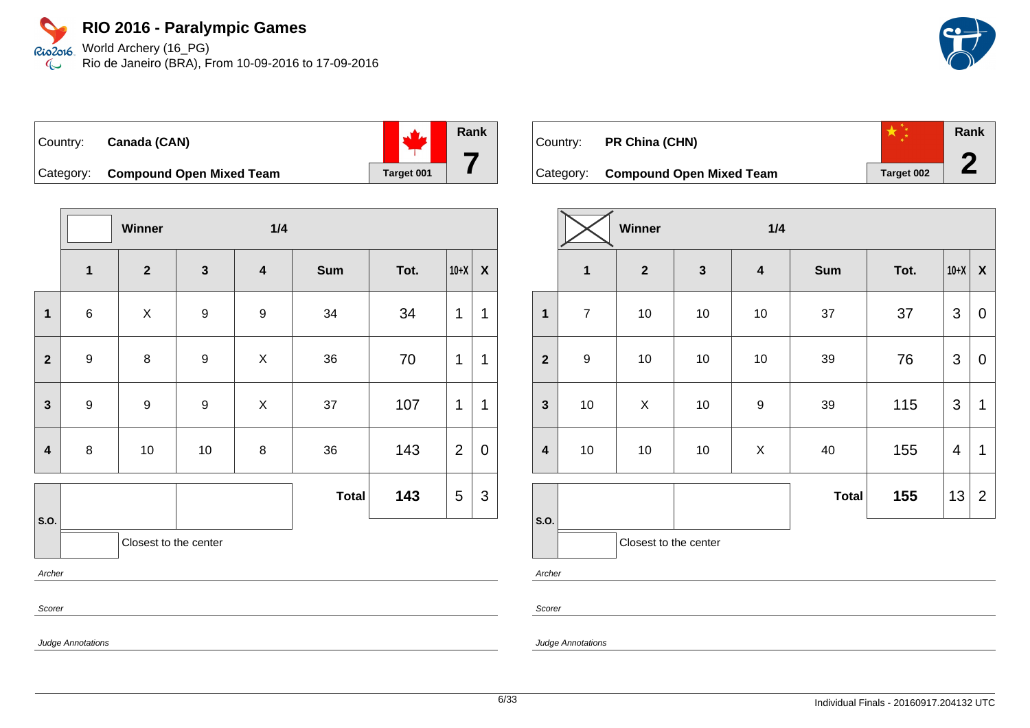# RIO 2016 - Paralympic Games

World Archery (16_PG)
Rio de Janeiro (BRA), From 10-09-2016 to 17-09-2016

| Country: | Canada (CAN) | Rank |
|---|---|---|
| Category: | Compound Open Mixed Team | 7 |
| | Target 001 | |

**Winner** — 1/4

| | 1 | 2 | 3 | 4 | Sum | Tot. | 10+X | X |
|---|---|---|---|---|---|---|---|---|
| 1 | 6 | X | 9 | 9 | 34 | 34 | 1 | 1 |
| 2 | 9 | 8 | 9 | X | 36 | 70 | 1 | 1 |
| 3 | 9 | 9 | 9 | X | 37 | 107 | 1 | 1 |
| 4 | 8 | 10 | 10 | 8 | 36 | 143 | 2 | 0 |
| | | | | | **Total** | **143** | 5 | 3 |

S.O.

Closest to the center

*Archer*

*Scorer*

*Judge Annotations*

| Country: | PR China (CHN) | Rank |
|---|---|---|
| Category: | Compound Open Mixed Team | 2 |
| | Target 002 | |

**Winner** (X) — 1/4

| | 1 | 2 | 3 | 4 | Sum | Tot. | 10+X | X |
|---|---|---|---|---|---|---|---|---|
| 1 | 7 | 10 | 10 | 10 | 37 | 37 | 3 | 0 |
| 2 | 9 | 10 | 10 | 10 | 39 | 76 | 3 | 0 |
| 3 | 10 | X | 10 | 9 | 39 | 115 | 3 | 1 |
| 4 | 10 | 10 | 10 | X | 40 | 155 | 4 | 1 |
| | | | | | **Total** | **155** | 13 | 2 |

S.O.

Closest to the center

*Archer*

*Scorer*

*Judge Annotations*

Individual Finals - 20160917.204132 UTC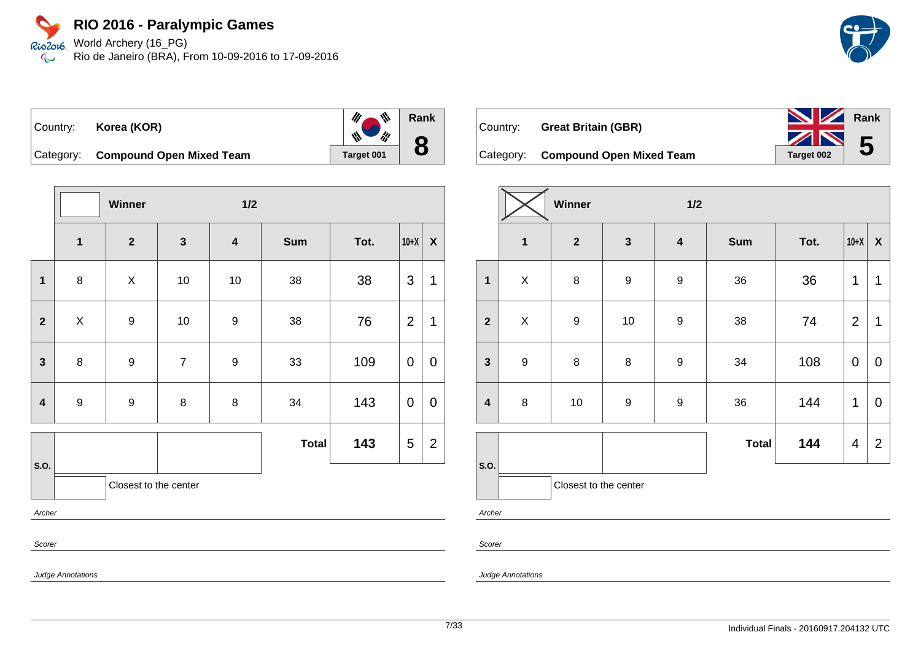# RIO 2016 - Paralympic Games

World Archery (16_PG)
Rio de Janeiro (BRA), From 10-09-2016 to 17-09-2016

| Country: | Korea (KOR) | | Rank |
|---|---|---|---|
| Category: | Compound Open Mixed Team | Target 001 | 8 |

| | Winner | | 1/2 | | | | | |
|---|---|---|---|---|---|---|---|---|
| | 1 | 2 | 3 | 4 | Sum | Tot. | 10+X | X |
| 1 | 8 | X | 10 | 10 | 38 | 38 | 3 | 1 |
| 2 | X | 9 | 10 | 9 | 38 | 76 | 2 | 1 |
| 3 | 8 | 9 | 7 | 9 | 33 | 109 | 0 | 0 |
| 4 | 9 | 9 | 8 | 8 | 34 | 143 | 0 | 0 |
| S.O. | | | | | **Total** | **143** | 5 | 2 |

Closest to the center

*Archer*

*Scorer*

*Judge Annotations*

| Country: | Great Britain (GBR) | | Rank |
|---|---|---|---|
| Category: | Compound Open Mixed Team | Target 002 | 5 |

| | Winner | | 1/2 | | | | | |
|---|---|---|---|---|---|---|---|---|
| | 1 | 2 | 3 | 4 | Sum | Tot. | 10+X | X |
| 1 | X | 8 | 9 | 9 | 36 | 36 | 1 | 1 |
| 2 | X | 9 | 10 | 9 | 38 | 74 | 2 | 1 |
| 3 | 9 | 8 | 8 | 9 | 34 | 108 | 0 | 0 |
| 4 | 8 | 10 | 9 | 9 | 36 | 144 | 1 | 0 |
| S.O. | | | | | **Total** | **144** | 4 | 2 |

Closest to the center

*Archer*

*Scorer*

*Judge Annotations*

Individual Finals - 20160917.204132 UTC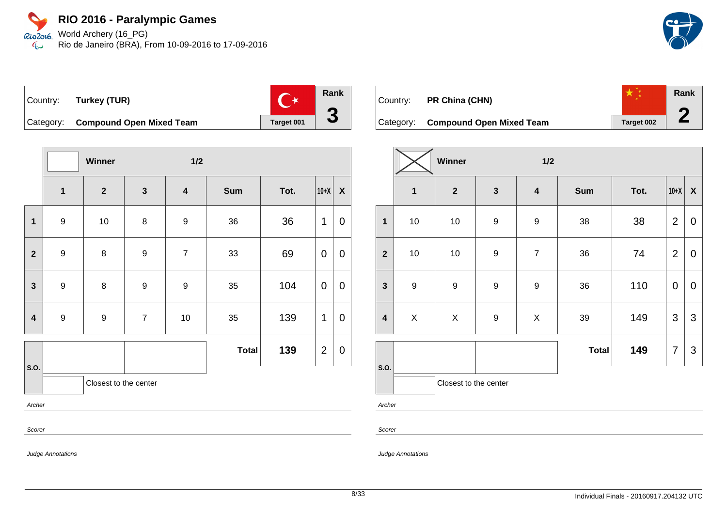# RIO 2016 - Paralympic Games

World Archery (16_PG)
Rio de Janeiro (BRA), From 10-09-2016 to 17-09-2016

Country: **Turkey (TUR)**
Category: **Compound Open Mixed Team**
Target 001
Rank **3**

| | Winner | | 1/2 | | | | | |
|---|---|---|---|---|---|---|---|---|
| | **1** | **2** | **3** | **4** | **Sum** | **Tot.** | **10+X** | **X** |
| **1** | 9 | 10 | 8 | 9 | 36 | 36 | 1 | 0 |
| **2** | 9 | 8 | 9 | 7 | 33 | 69 | 0 | 0 |
| **3** | 9 | 8 | 9 | 9 | 35 | 104 | 0 | 0 |
| **4** | 9 | 9 | 7 | 10 | 35 | 139 | 1 | 0 |
| **S.O.** | | | | | **Total** | **139** | 2 | 0 |

Closest to the center

*Archer*

*Scorer*

*Judge Annotations*

Country: **PR China (CHN)**
Category: **Compound Open Mixed Team**
Target 002
Rank **2**

| | Winner (X) | | 1/2 | | | | | |
|---|---|---|---|---|---|---|---|---|
| | **1** | **2** | **3** | **4** | **Sum** | **Tot.** | **10+X** | **X** |
| **1** | 10 | 10 | 9 | 9 | 38 | 38 | 2 | 0 |
| **2** | 10 | 10 | 9 | 7 | 36 | 74 | 2 | 0 |
| **3** | 9 | 9 | 9 | 9 | 36 | 110 | 0 | 0 |
| **4** | X | X | 9 | X | 39 | 149 | 3 | 3 |
| **S.O.** | | | | | **Total** | **149** | 7 | 3 |

Closest to the center

*Archer*

*Scorer*

*Judge Annotations*

Individual Finals - 20160917.204132 UTC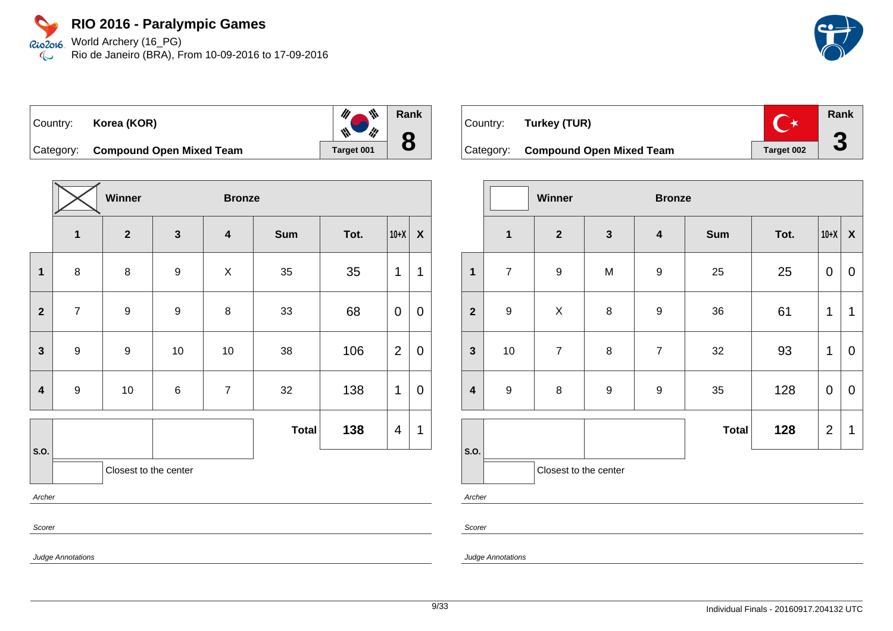# RIO 2016 - Paralympic Games

World Archery (16_PG)
Rio de Janeiro (BRA), From 10-09-2016 to 17-09-2016

| Country: | Korea (KOR) | Target 001 | Rank 8 |
|---|---|---|---|
| Category: | Compound Open Mixed Team | | |

| | Winner | | Bronze | | | | | |
|---|---|---|---|---|---|---|---|---|
| | 1 | 2 | 3 | 4 | Sum | Tot. | 10+X | X |
| 1 | 8 | 8 | 9 | X | 35 | 35 | 1 | 1 |
| 2 | 7 | 9 | 9 | 8 | 33 | 68 | 0 | 0 |
| 3 | 9 | 9 | 10 | 10 | 38 | 106 | 2 | 0 |
| 4 | 9 | 10 | 6 | 7 | 32 | 138 | 1 | 0 |
| S.O. | | | | | Total | 138 | 4 | 1 |

Closest to the center

*Archer*

*Scorer*

*Judge Annotations*

| Country: | Turkey (TUR) | Target 002 | Rank 3 |
|---|---|---|---|
| Category: | Compound Open Mixed Team | | |

| | Winner | | Bronze | | | | | |
|---|---|---|---|---|---|---|---|---|
| | 1 | 2 | 3 | 4 | Sum | Tot. | 10+X | X |
| 1 | 7 | 9 | M | 9 | 25 | 25 | 0 | 0 |
| 2 | 9 | X | 8 | 9 | 36 | 61 | 1 | 1 |
| 3 | 10 | 7 | 8 | 7 | 32 | 93 | 1 | 0 |
| 4 | 9 | 8 | 9 | 9 | 35 | 128 | 0 | 0 |
| S.O. | | | | | Total | 128 | 2 | 1 |

Closest to the center

*Archer*

*Scorer*

*Judge Annotations*

Individual Finals - 20160917.204132 UTC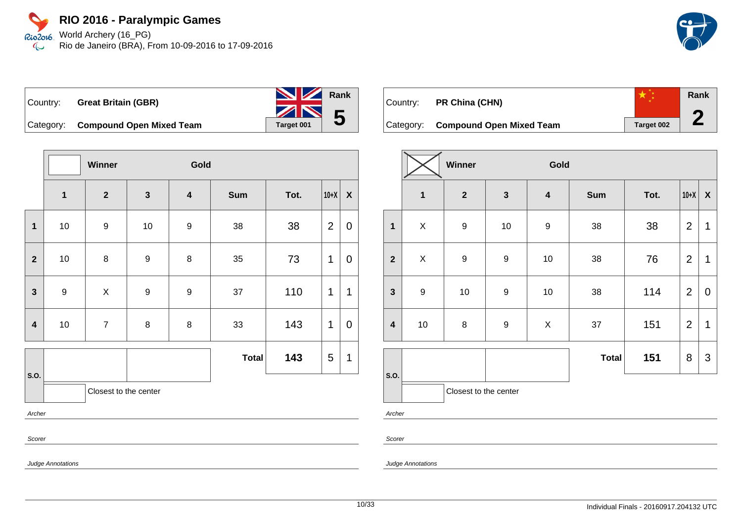# RIO 2016 - Paralympic Games

World Archery (16_PG)
Rio de Janeiro (BRA), From 10-09-2016 to 17-09-2016

| Country: | **Great Britain (GBR)** | | Rank |
|---|---|---|---|
| Category: | **Compound Open Mixed Team** | Target 001 | **5** |

| | Winner | | | Gold | | | | |
|---|---|---|---|---|---|---|---|---|
| | **1** | **2** | **3** | **4** | **Sum** | **Tot.** | **10+X** | **X** |
| **1** | 10 | 9 | 10 | 9 | 38 | 38 | 2 | 0 |
| **2** | 10 | 8 | 9 | 8 | 35 | 73 | 1 | 0 |
| **3** | 9 | X | 9 | 9 | 37 | 110 | 1 | 1 |
| **4** | 10 | 7 | 8 | 8 | 33 | 143 | 1 | 0 |
| **S.O.** | | | | | **Total** | **143** | 5 | 1 |

Closest to the center

*Archer*

*Scorer*

*Judge Annotations*

| Country: | **PR China (CHN)** | | Rank |
|---|---|---|---|
| Category: | **Compound Open Mixed Team** | Target 002 | **2** |

| | Winner | | | Gold | | | | |
|---|---|---|---|---|---|---|---|---|
| | **1** | **2** | **3** | **4** | **Sum** | **Tot.** | **10+X** | **X** |
| **1** | X | 9 | 10 | 9 | 38 | 38 | 2 | 1 |
| **2** | X | 9 | 9 | 10 | 38 | 76 | 2 | 1 |
| **3** | 9 | 10 | 9 | 10 | 38 | 114 | 2 | 0 |
| **4** | 10 | 8 | 9 | X | 37 | 151 | 2 | 1 |
| **S.O.** | | | | | **Total** | **151** | 8 | 3 |

Closest to the center

*Archer*

*Scorer*

*Judge Annotations*

Individual Finals - 20160917.204132 UTC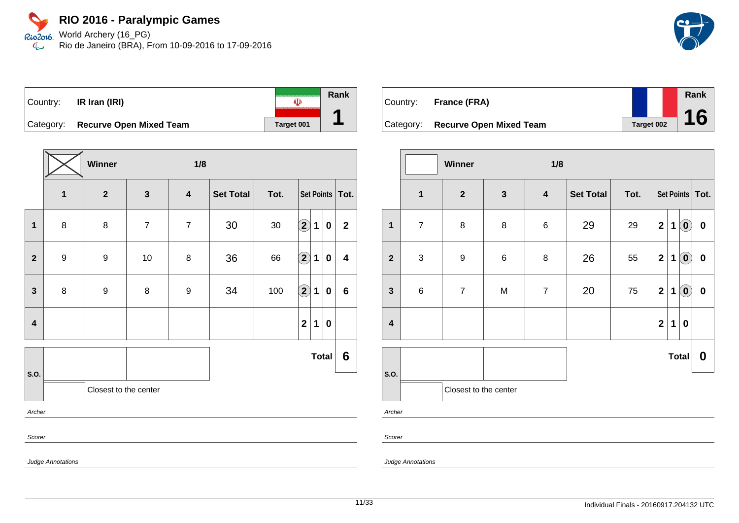# RIO 2016 - Paralympic Games

World Archery (16_PG)
Rio de Janeiro (BRA), From 10-09-2016 to 17-09-2016

| Country: | IR Iran (IRI) | Rank |
|---|---|---|
| Category: | Recurve Open Mixed Team | 1 |
| | Target 001 | |

**Winner** — 1/8

| | 1 | 2 | 3 | 4 | Set Total | Tot. | Set Points | | | Tot. |
|---|---|---|---|---|---|---|---|---|---|---|
| 1 | 8 | 8 | 7 | 7 | 30 | 30 | (2) | 1 | 0 | 2 |
| 2 | 9 | 9 | 10 | 8 | 36 | 66 | (2) | 1 | 0 | 4 |
| 3 | 8 | 9 | 8 | 9 | 34 | 100 | (2) | 1 | 0 | 6 |
| 4 | | | | | | | 2 | 1 | 0 | |
| | | | | | | | | | Total | 6 |

S.O.

Closest to the center

*Archer*

*Scorer*

*Judge Annotations*

| Country: | France (FRA) | Rank |
|---|---|---|
| Category: | Recurve Open Mixed Team | 16 |
| | Target 002 | |

Winner — 1/8

| | 1 | 2 | 3 | 4 | Set Total | Tot. | Set Points | | | Tot. |
|---|---|---|---|---|---|---|---|---|---|---|
| 1 | 7 | 8 | 8 | 6 | 29 | 29 | 2 | 1 | (0) | 0 |
| 2 | 3 | 9 | 6 | 8 | 26 | 55 | 2 | 1 | (0) | 0 |
| 3 | 6 | 7 | M | 7 | 20 | 75 | 2 | 1 | (0) | 0 |
| 4 | | | | | | | 2 | 1 | 0 | |
| | | | | | | | | | Total | 0 |

S.O.

Closest to the center

*Archer*

*Scorer*

*Judge Annotations*

Individual Finals - 20160917.204132 UTC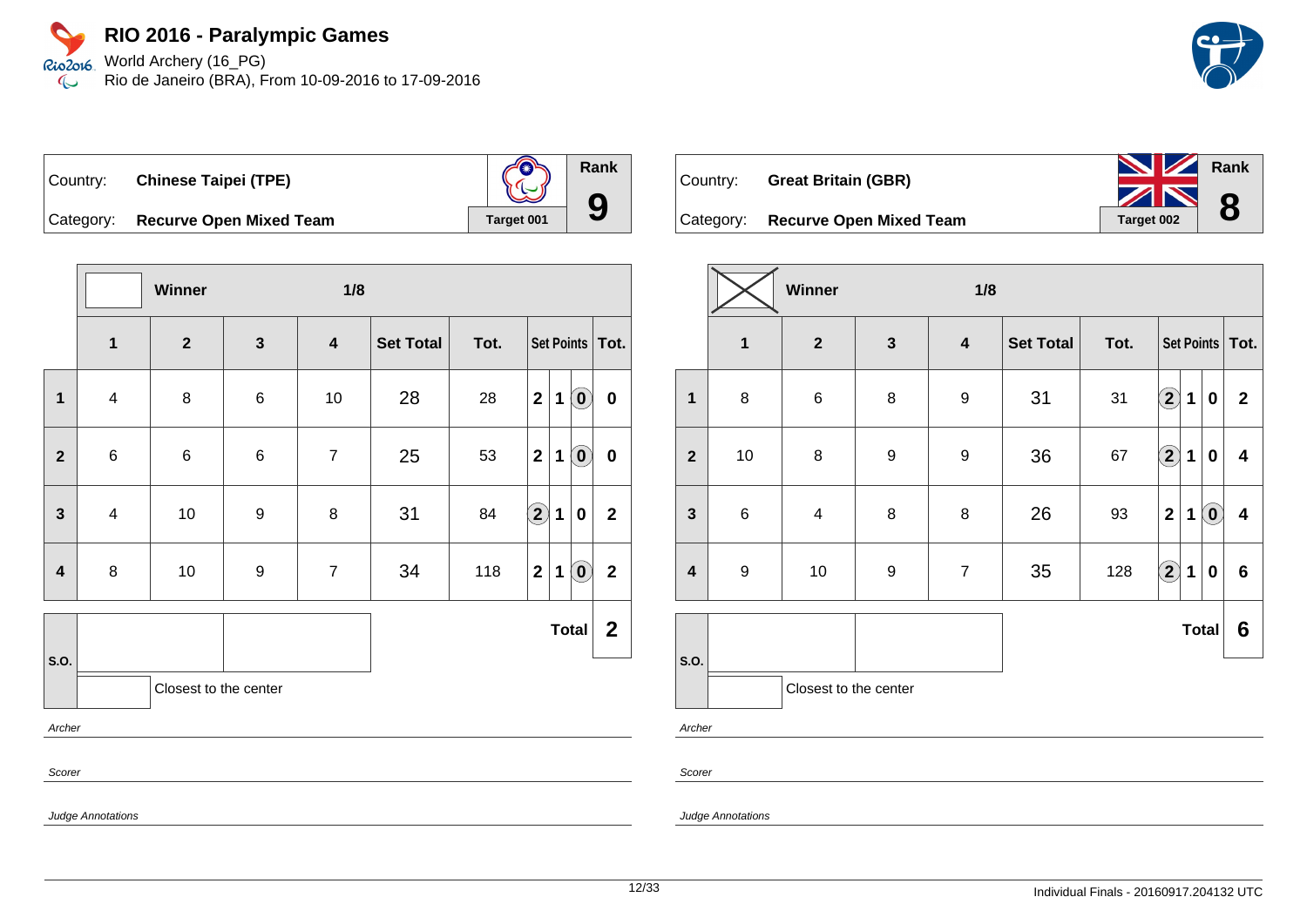# RIO 2016 - Paralympic Games

World Archery (16_PG)
Rio de Janeiro (BRA), From 10-09-2016 to 17-09-2016

| Country: | **Chinese Taipei (TPE)** | Target 001 | Rank |
|---|---|---|---|
| Category: | **Recurve Open Mixed Team** | | **9** |

| | Winner | | 1/8 | | | | | | | |
|---|---|---|---|---|---|---|---|---|---|---|
| | **1** | **2** | **3** | **4** | **Set Total** | **Tot.** | **Set Points** | | | **Tot.** |
| **1** | 4 | 8 | 6 | 10 | 28 | 28 | 2 | 1 | (0) | 0 |
| **2** | 6 | 6 | 6 | 7 | 25 | 53 | 2 | 1 | (0) | 0 |
| **3** | 4 | 10 | 9 | 8 | 31 | 84 | (2) | 1 | 0 | 2 |
| **4** | 8 | 10 | 9 | 7 | 34 | 118 | 2 | 1 | (0) | 2 |
| | | | | | | | | | **Total** | **2** |

S.O.

Closest to the center

*Archer*

*Scorer*

*Judge Annotations*

| Country: | **Great Britain (GBR)** | Target 002 | Rank |
|---|---|---|---|
| Category: | **Recurve Open Mixed Team** | | **8** |

| | Winner | | 1/8 | | | | | | | |
|---|---|---|---|---|---|---|---|---|---|---|
| | **1** | **2** | **3** | **4** | **Set Total** | **Tot.** | **Set Points** | | | **Tot.** |
| **1** | 8 | 6 | 8 | 9 | 31 | 31 | (2) | 1 | 0 | 2 |
| **2** | 10 | 8 | 9 | 9 | 36 | 67 | (2) | 1 | 0 | 4 |
| **3** | 6 | 4 | 8 | 8 | 26 | 93 | 2 | 1 | (0) | 4 |
| **4** | 9 | 10 | 9 | 7 | 35 | 128 | (2) | 1 | 0 | 6 |
| | | | | | | | | | **Total** | **6** |

S.O.

Closest to the center

*Archer*

*Scorer*

*Judge Annotations*

Individual Finals - 20160917.204132 UTC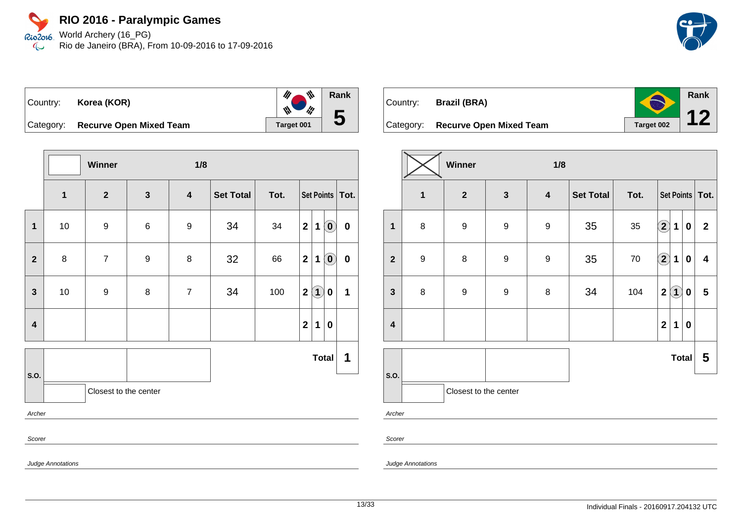# RIO 2016 - Paralympic Games

World Archery (16_PG)
Rio de Janeiro (BRA), From 10-09-2016 to 17-09-2016

| Country: | Korea (KOR) | | Rank |
|---|---|---|---|
| Category: | Recurve Open Mixed Team | Target 001 | 5 |

| | Winner | | 1/8 | | | | | | | |
|---|---|---|---|---|---|---|---|---|---|---|
| | 1 | 2 | 3 | 4 | Set Total | Tot. | Set Points | | | Tot. |
| 1 | 10 | 9 | 6 | 9 | 34 | 34 | 2 | 1 | (0) | 0 |
| 2 | 8 | 7 | 9 | 8 | 32 | 66 | 2 | 1 | (0) | 0 |
| 3 | 10 | 9 | 8 | 7 | 34 | 100 | 2 | (1) | 0 | 1 |
| 4 | | | | | | | 2 | 1 | 0 | |
| | | | | | | | | | Total | 1 |

S.O.

Closest to the center

*Archer*

*Scorer*

*Judge Annotations*

| Country: | Brazil (BRA) | | Rank |
|---|---|---|---|
| Category: | Recurve Open Mixed Team | Target 002 | 12 |

| | Winner | | 1/8 | | | | | | | |
|---|---|---|---|---|---|---|---|---|---|---|
| | 1 | 2 | 3 | 4 | Set Total | Tot. | Set Points | | | Tot. |
| 1 | 8 | 9 | 9 | 9 | 35 | 35 | (2) | 1 | 0 | 2 |
| 2 | 9 | 8 | 9 | 9 | 35 | 70 | (2) | 1 | 0 | 4 |
| 3 | 8 | 9 | 9 | 8 | 34 | 104 | 2 | (1) | 0 | 5 |
| 4 | | | | | | | 2 | 1 | 0 | |
| | | | | | | | | | Total | 5 |

S.O.

Closest to the center

*Archer*

*Scorer*

*Judge Annotations*

Individual Finals - 20160917.204132 UTC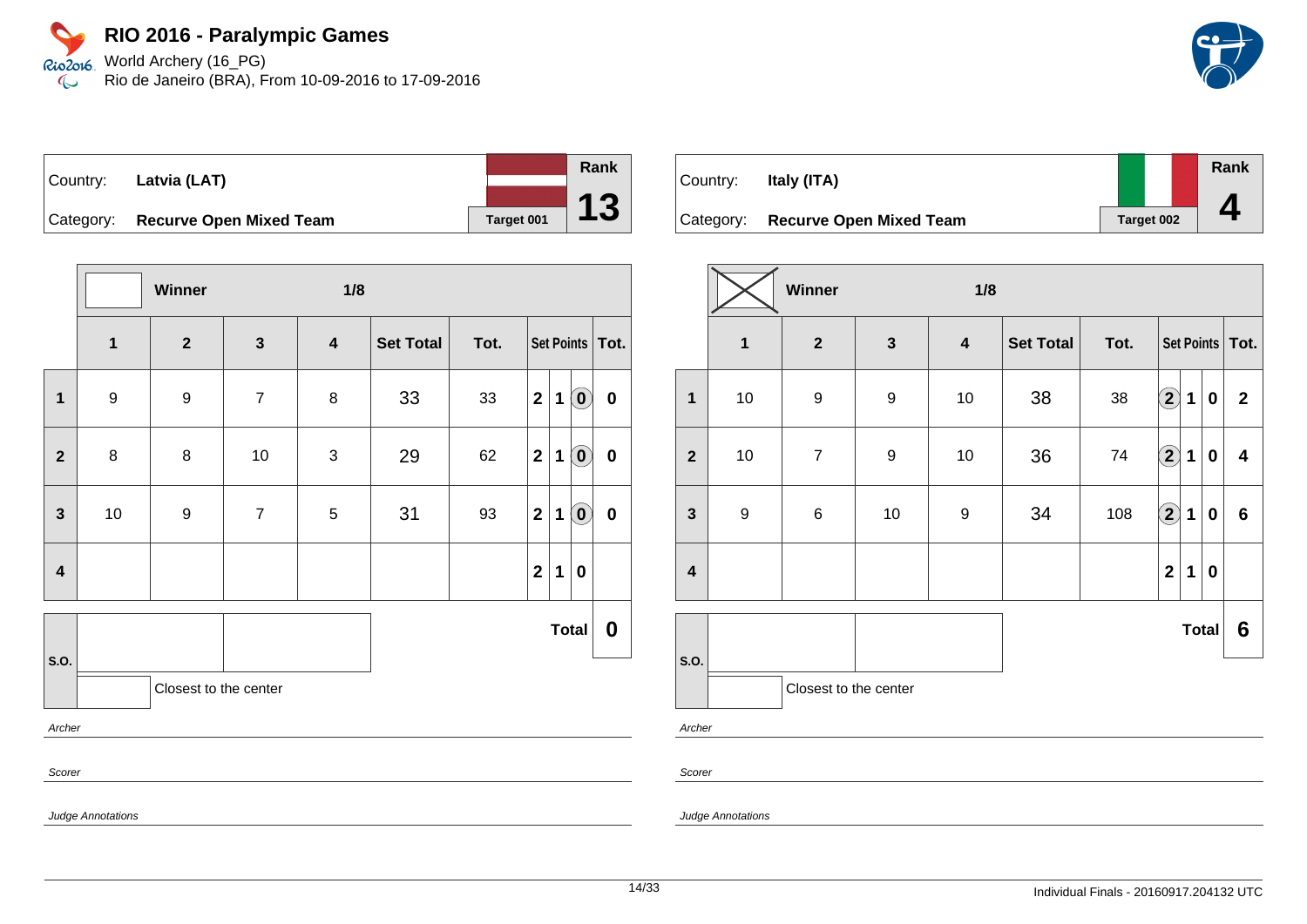# RIO 2016 - Paralympic Games

World Archery (16_PG)
Rio de Janeiro (BRA), From 10-09-2016 to 17-09-2016

| Country: | Latvia (LAT) | Rank |
|---|---|---|
| Category: | Recurve Open Mixed Team | 13 |
| | Target 001 | |

| | Winner | | 1/8 | | | | | | | |
|---|---|---|---|---|---|---|---|---|---|---|
| | 1 | 2 | 3 | 4 | Set Total | Tot. | Set Points | | | Tot. |
| 1 | 9 | 9 | 7 | 8 | 33 | 33 | 2 | 1 | (0) | 0 |
| 2 | 8 | 8 | 10 | 3 | 29 | 62 | 2 | 1 | (0) | 0 |
| 3 | 10 | 9 | 7 | 5 | 31 | 93 | 2 | 1 | (0) | 0 |
| 4 | | | | | | | 2 | 1 | 0 | |
| | | | | | | | | | Total | 0 |

S.O.

Closest to the center

*Archer*

*Scorer*

*Judge Annotations*

| Country: | Italy (ITA) | Rank |
|---|---|---|
| Category: | Recurve Open Mixed Team | 4 |
| | Target 002 | |

| | Winner (X) | | 1/8 | | | | | | | |
|---|---|---|---|---|---|---|---|---|---|---|
| | 1 | 2 | 3 | 4 | Set Total | Tot. | Set Points | | | Tot. |
| 1 | 10 | 9 | 9 | 10 | 38 | 38 | (2) | 1 | 0 | 2 |
| 2 | 10 | 7 | 9 | 10 | 36 | 74 | (2) | 1 | 0 | 4 |
| 3 | 9 | 6 | 10 | 9 | 34 | 108 | (2) | 1 | 0 | 6 |
| 4 | | | | | | | 2 | 1 | 0 | |
| | | | | | | | | | Total | 6 |

S.O.

Closest to the center

*Archer*

*Scorer*

*Judge Annotations*

Individual Finals - 20160917.204132 UTC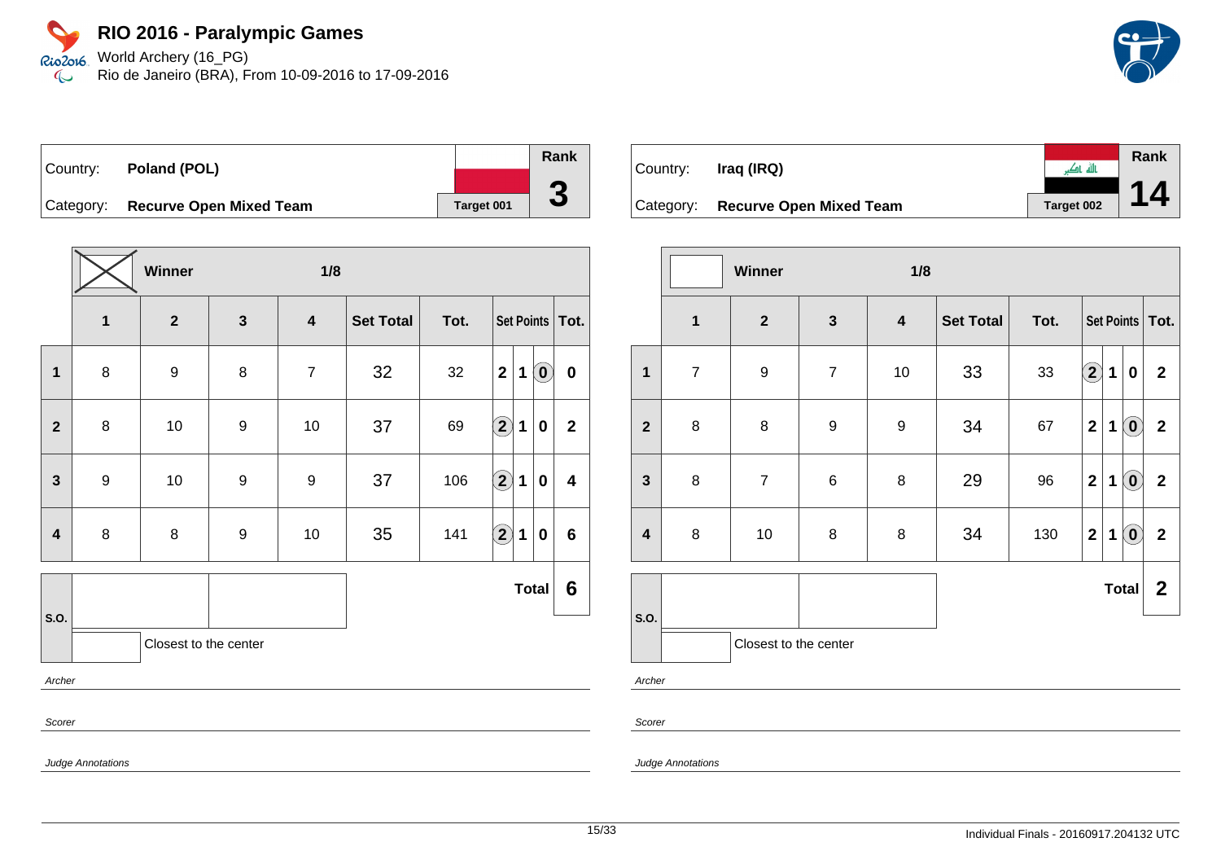# RIO 2016 - Paralympic Games

World Archery (16_PG)
Rio de Janeiro (BRA), From 10-09-2016 to 17-09-2016

| Country: | Poland (POL) | | Rank |
|---|---|---|---|
| Category: | Recurve Open Mixed Team | Target 001 | 3 |

| | Winner | | 1/8 | | | | | | | |
|---|---|---|---|---|---|---|---|---|---|---|
| | 1 | 2 | 3 | 4 | Set Total | Tot. | Set Points | | | Tot. |
| 1 | 8 | 9 | 8 | 7 | 32 | 32 | 2 | 1 | (0) | 0 |
| 2 | 8 | 10 | 9 | 10 | 37 | 69 | (2) | 1 | 0 | 2 |
| 3 | 9 | 10 | 9 | 9 | 37 | 106 | (2) | 1 | 0 | 4 |
| 4 | 8 | 8 | 9 | 10 | 35 | 141 | (2) | 1 | 0 | 6 |
| | | | | | | | | | Total | 6 |

S.O.

Closest to the center

*Archer*

*Scorer*

*Judge Annotations*

| Country: | Iraq (IRQ) | | Rank |
|---|---|---|---|
| Category: | Recurve Open Mixed Team | Target 002 | 14 |

| | Winner | | 1/8 | | | | | | | |
|---|---|---|---|---|---|---|---|---|---|---|
| | 1 | 2 | 3 | 4 | Set Total | Tot. | Set Points | | | Tot. |
| 1 | 7 | 9 | 7 | 10 | 33 | 33 | (2) | 1 | 0 | 2 |
| 2 | 8 | 8 | 9 | 9 | 34 | 67 | 2 | 1 | (0) | 2 |
| 3 | 8 | 7 | 6 | 8 | 29 | 96 | 2 | 1 | (0) | 2 |
| 4 | 8 | 10 | 8 | 8 | 34 | 130 | 2 | 1 | (0) | 2 |
| | | | | | | | | | Total | 2 |

S.O.

Closest to the center

*Archer*

*Scorer*

*Judge Annotations*

Individual Finals - 20160917.204132 UTC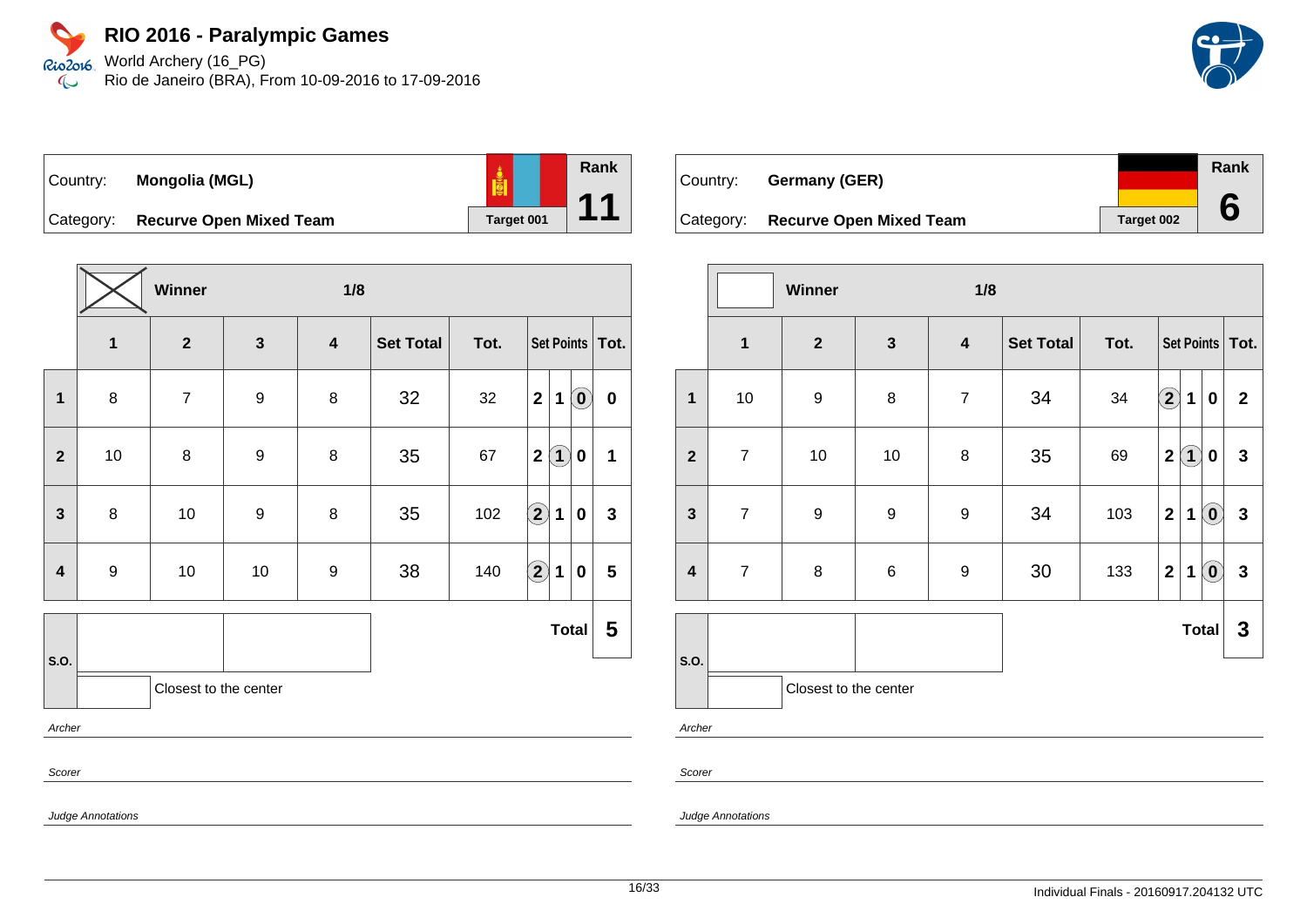# RIO 2016 - Paralympic Games

World Archery (16_PG)
Rio de Janeiro (BRA), From 10-09-2016 to 17-09-2016

| Country: | Mongolia (MGL) | Rank |
|---|---|---|
| Category: | Recurve Open Mixed Team | 11 |
| | Target 001 | |

**Winner** (X) — 1/8

| | 1 | 2 | 3 | 4 | Set Total | Tot. | Set Points | | | Tot. |
|---|---|---|---|---|---|---|---|---|---|---|
| 1 | 8 | 7 | 9 | 8 | 32 | 32 | 2 | 1 | (0) | 0 |
| 2 | 10 | 8 | 9 | 8 | 35 | 67 | 2 | (1) | 0 | 1 |
| 3 | 8 | 10 | 9 | 8 | 35 | 102 | (2) | 1 | 0 | 3 |
| 4 | 9 | 10 | 10 | 9 | 38 | 140 | (2) | 1 | 0 | 5 |
| | | | | | | | | | **Total** | **5** |

S.O.

Closest to the center

*Archer*

*Scorer*

*Judge Annotations*

| Country: | Germany (GER) | Rank |
|---|---|---|
| Category: | Recurve Open Mixed Team | 6 |
| | Target 002 | |

**Winner** — 1/8

| | 1 | 2 | 3 | 4 | Set Total | Tot. | Set Points | | | Tot. |
|---|---|---|---|---|---|---|---|---|---|---|
| 1 | 10 | 9 | 8 | 7 | 34 | 34 | (2) | 1 | 0 | 2 |
| 2 | 7 | 10 | 10 | 8 | 35 | 69 | 2 | (1) | 0 | 3 |
| 3 | 7 | 9 | 9 | 9 | 34 | 103 | 2 | 1 | (0) | 3 |
| 4 | 7 | 8 | 6 | 9 | 30 | 133 | 2 | 1 | (0) | 3 |
| | | | | | | | | | **Total** | **3** |

S.O.

Closest to the center

*Archer*

*Scorer*

*Judge Annotations*

Individual Finals - 20160917.204132 UTC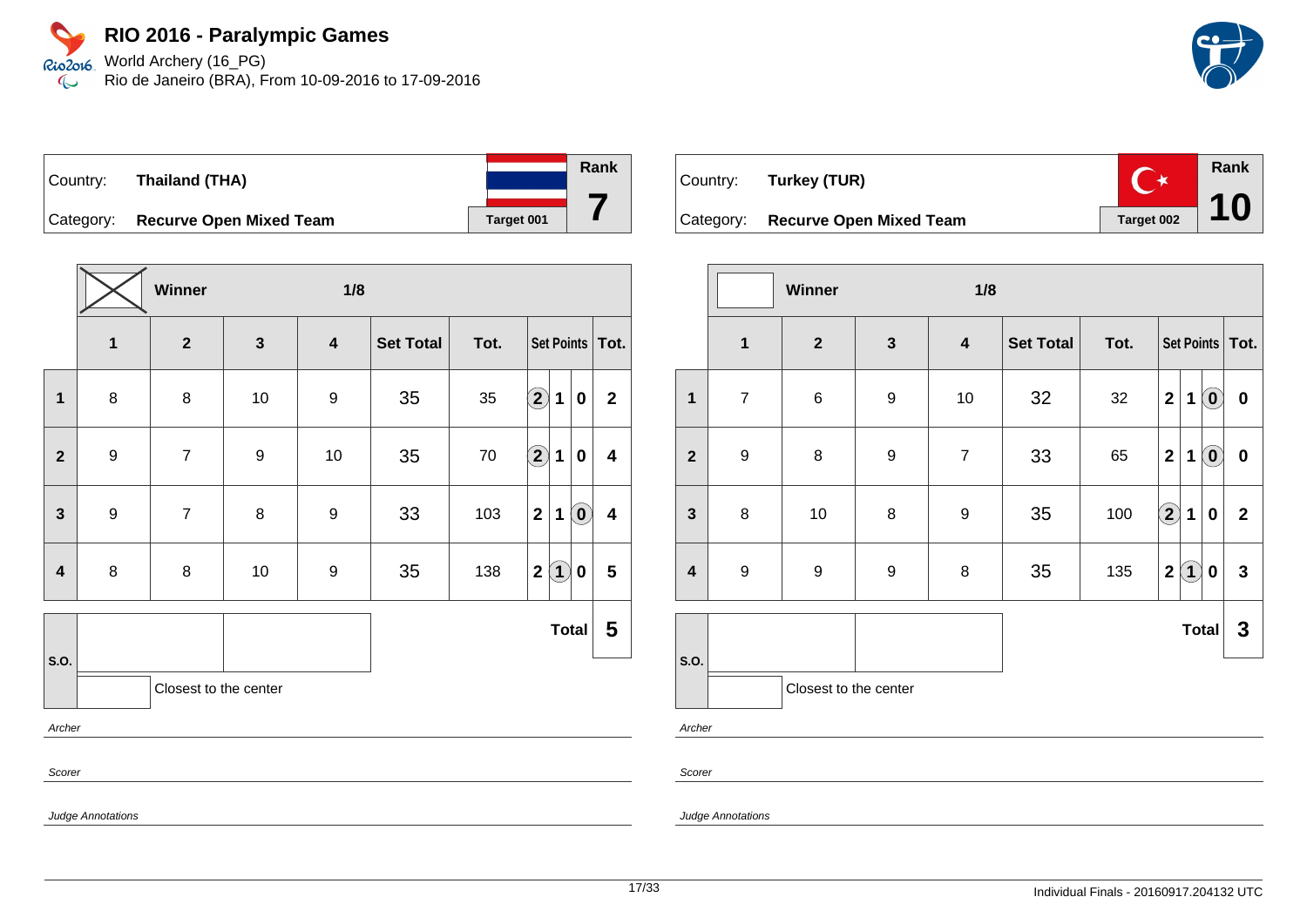# RIO 2016 - Paralympic Games

World Archery (16_PG)
Rio de Janeiro (BRA), From 10-09-2016 to 17-09-2016

| Country: | Thailand (THA) | Rank |
|---|---|---|
| Category: | Recurve Open Mixed Team | 7 |
| | Target 001 | |

Winner — 1/8

| | 1 | 2 | 3 | 4 | Set Total | Tot. | Set Points | | | Tot. |
|---|---|---|---|---|---|---|---|---|---|---|
| 1 | 8 | 8 | 10 | 9 | 35 | 35 | (2) | 1 | 0 | 2 |
| 2 | 9 | 7 | 9 | 10 | 35 | 70 | (2) | 1 | 0 | 4 |
| 3 | 9 | 7 | 8 | 9 | 33 | 103 | 2 | 1 | (0) | 4 |
| 4 | 8 | 8 | 10 | 9 | 35 | 138 | 2 | (1) | 0 | 5 |

S.O.

Closest to the center

**Total 5**

*Archer*

*Scorer*

*Judge Annotations*

| Country: | Turkey (TUR) | Rank |
|---|---|---|
| Category: | Recurve Open Mixed Team | 10 |
| | Target 002 | |

Winner — 1/8

| | 1 | 2 | 3 | 4 | Set Total | Tot. | Set Points | | | Tot. |
|---|---|---|---|---|---|---|---|---|---|---|
| 1 | 7 | 6 | 9 | 10 | 32 | 32 | 2 | 1 | (0) | 0 |
| 2 | 9 | 8 | 9 | 7 | 33 | 65 | 2 | 1 | (0) | 0 |
| 3 | 8 | 10 | 8 | 9 | 35 | 100 | (2) | 1 | 0 | 2 |
| 4 | 9 | 9 | 9 | 8 | 35 | 135 | 2 | (1) | 0 | 3 |

S.O.

Closest to the center

**Total 3**

*Archer*

*Scorer*

*Judge Annotations*

Individual Finals - 20160917.204132 UTC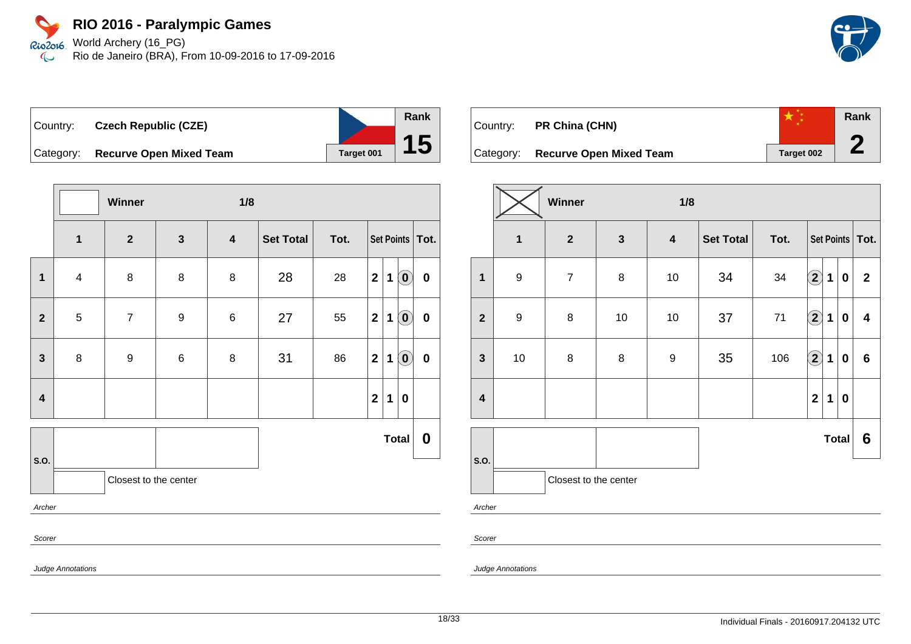# RIO 2016 - Paralympic Games

World Archery (16_PG)
Rio de Janeiro (BRA), From 10-09-2016 to 17-09-2016

| Country: | Czech Republic (CZE) | Rank |
|---|---|---|
| Category: | Recurve Open Mixed Team | Target 001 | 15 |

| | Winner | | | 1/8 | | | | | | |
|---|---|---|---|---|---|---|---|---|---|---|
| | 1 | 2 | 3 | 4 | Set Total | Tot. | Set Points | | | Tot. |
| 1 | 4 | 8 | 8 | 8 | 28 | 28 | 2 | 1 | (0) | 0 |
| 2 | 5 | 7 | 9 | 6 | 27 | 55 | 2 | 1 | (0) | 0 |
| 3 | 8 | 9 | 6 | 8 | 31 | 86 | 2 | 1 | (0) | 0 |
| 4 | | | | | | | 2 | 1 | 0 | |
| | | | | | | | | | Total | 0 |

S.O.

Closest to the center

*Archer*

*Scorer*

*Judge Annotations*

| Country: | PR China (CHN) | Rank |
|---|---|---|
| Category: | Recurve Open Mixed Team | Target 002 | 2 |

| | Winner ☒ | | | 1/8 | | | | | | |
|---|---|---|---|---|---|---|---|---|---|---|
| | 1 | 2 | 3 | 4 | Set Total | Tot. | Set Points | | | Tot. |
| 1 | 9 | 7 | 8 | 10 | 34 | 34 | (2) | 1 | 0 | 2 |
| 2 | 9 | 8 | 10 | 10 | 37 | 71 | (2) | 1 | 0 | 4 |
| 3 | 10 | 8 | 8 | 9 | 35 | 106 | (2) | 1 | 0 | 6 |
| 4 | | | | | | | 2 | 1 | 0 | |
| | | | | | | | | | Total | 6 |

S.O.

Closest to the center

*Archer*

*Scorer*

*Judge Annotations*

Individual Finals - 20160917.204132 UTC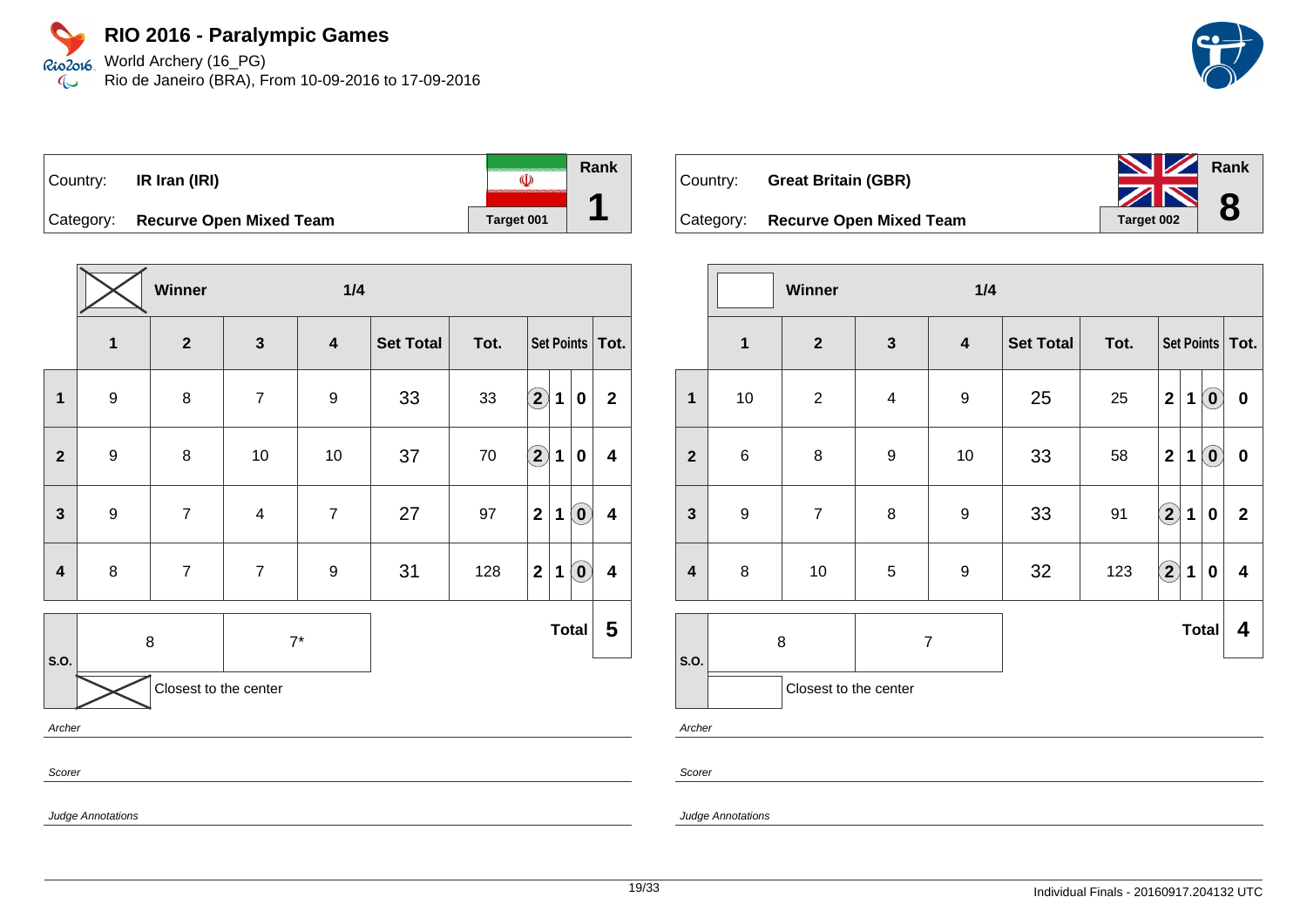# RIO 2016 - Paralympic Games

World Archery (16_PG)
Rio de Janeiro (BRA), From 10-09-2016 to 17-09-2016

| Country: | **IR Iran (IRI)** | | Rank |
|---|---|---|---|
| Category: | **Recurve Open Mixed Team** | Target 001 | **1** |

| | Winner (X) | | 1/4 | | | | | | | |
|---|---|---|---|---|---|---|---|---|---|---|
| | **1** | **2** | **3** | **4** | **Set Total** | **Tot.** | **Set Points** | | | **Tot.** |
| **1** | 9 | 8 | 7 | 9 | 33 | 33 | (2) | 1 | 0 | **2** |
| **2** | 9 | 8 | 10 | 10 | 37 | 70 | (2) | 1 | 0 | **4** |
| **3** | 9 | 7 | 4 | 7 | 27 | 97 | 2 | 1 | (0) | **4** |
| **4** | 8 | 7 | 7 | 9 | 31 | 128 | 2 | 1 | (0) | **4** |
| **S.O.** | 8 | 7* | | | | | | | **Total** | **5** |

Closest to the center: X

*Archer*

*Scorer*

*Judge Annotations*

| Country: | **Great Britain (GBR)** | | Rank |
|---|---|---|---|
| Category: | **Recurve Open Mixed Team** | Target 002 | **8** |

| | Winner | | 1/4 | | | | | | | |
|---|---|---|---|---|---|---|---|---|---|---|
| | **1** | **2** | **3** | **4** | **Set Total** | **Tot.** | **Set Points** | | | **Tot.** |
| **1** | 10 | 2 | 4 | 9 | 25 | 25 | 2 | 1 | (0) | **0** |
| **2** | 6 | 8 | 9 | 10 | 33 | 58 | 2 | 1 | (0) | **0** |
| **3** | 9 | 7 | 8 | 9 | 33 | 91 | (2) | 1 | 0 | **2** |
| **4** | 8 | 10 | 5 | 9 | 32 | 123 | (2) | 1 | 0 | **4** |
| **S.O.** | 8 | 7 | | | | | | | **Total** | **4** |

Closest to the center

*Archer*

*Scorer*

*Judge Annotations*

Individual Finals - 20160917.204132 UTC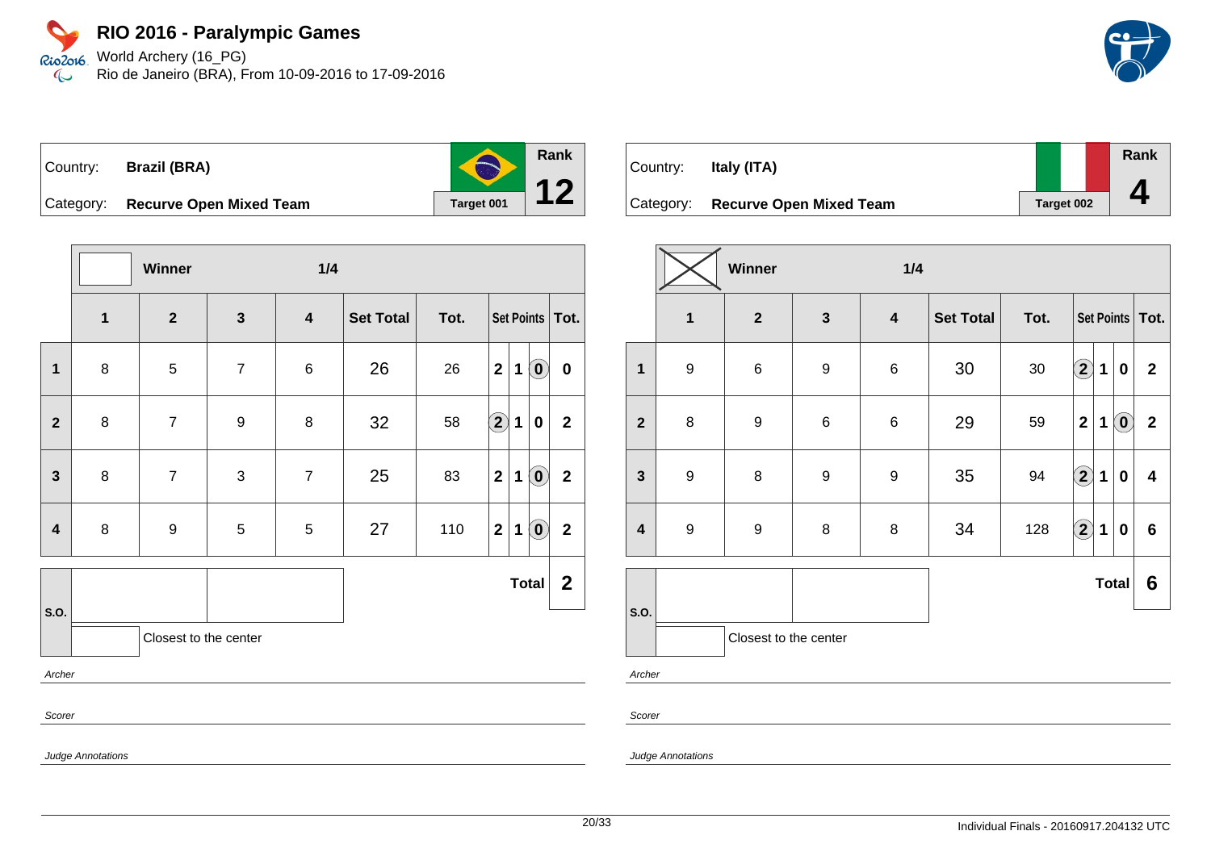# RIO 2016 - Paralympic Games

World Archery (16_PG)
Rio de Janeiro (BRA), From 10-09-2016 to 17-09-2016

| Country: | Brazil (BRA) | Target 001 | Rank |
|---|---|---|---|
| Category: | Recurve Open Mixed Team | | 12 |

| | Winner | | | 1/4 | | | | | | |
|---|---|---|---|---|---|---|---|---|---|---|
| | 1 | 2 | 3 | 4 | Set Total | Tot. | Set Points | | | Tot. |
| 1 | 8 | 5 | 7 | 6 | 26 | 26 | 2 | 1 | (0) | 0 |
| 2 | 8 | 7 | 9 | 8 | 32 | 58 | (2) | 1 | 0 | 2 |
| 3 | 8 | 7 | 3 | 7 | 25 | 83 | 2 | 1 | (0) | 2 |
| 4 | 8 | 9 | 5 | 5 | 27 | 110 | 2 | 1 | (0) | 2 |
| | | | | | | | | | Total | 2 |

S.O.

Closest to the center

*Archer*

*Scorer*

*Judge Annotations*

| Country: | Italy (ITA) | Target 002 | Rank |
|---|---|---|---|
| Category: | Recurve Open Mixed Team | | 4 |

| | Winner (X) | | | 1/4 | | | | | | |
|---|---|---|---|---|---|---|---|---|---|---|
| | 1 | 2 | 3 | 4 | Set Total | Tot. | Set Points | | | Tot. |
| 1 | 9 | 6 | 9 | 6 | 30 | 30 | (2) | 1 | 0 | 2 |
| 2 | 8 | 9 | 6 | 6 | 29 | 59 | 2 | 1 | (0) | 2 |
| 3 | 9 | 8 | 9 | 9 | 35 | 94 | (2) | 1 | 0 | 4 |
| 4 | 9 | 9 | 8 | 8 | 34 | 128 | (2) | 1 | 0 | 6 |
| | | | | | | | | | Total | 6 |

S.O.

Closest to the center

*Archer*

*Scorer*

*Judge Annotations*

Individual Finals - 20160917.204132 UTC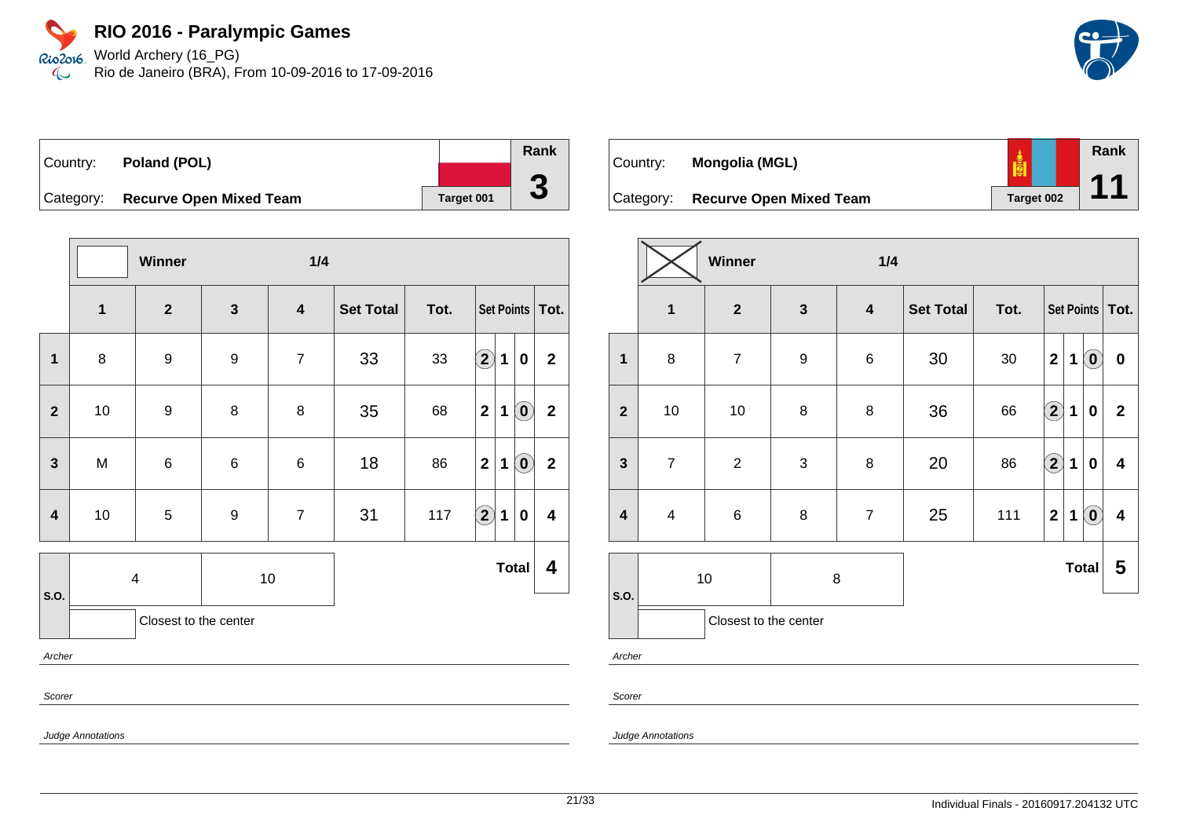# RIO 2016 - Paralympic Games

World Archery (16_PG)
Rio de Janeiro (BRA), From 10-09-2016 to 17-09-2016

| Country: | Poland (POL) | Rank |
|---|---|---|
| Category: | Recurve Open Mixed Team | 3 |
| | Target 001 | |

Winner — 1/4

| | 1 | 2 | 3 | 4 | Set Total | Tot. | Set Points | | | Tot. |
|---|---|---|---|---|---|---|---|---|---|---|
| 1 | 8 | 9 | 9 | 7 | 33 | 33 | (2) | 1 | 0 | 2 |
| 2 | 10 | 9 | 8 | 8 | 35 | 68 | 2 | 1 | (0) | 2 |
| 3 | M | 6 | 6 | 6 | 18 | 86 | 2 | 1 | (0) | 2 |
| 4 | 10 | 5 | 9 | 7 | 31 | 117 | (2) | 1 | 0 | 4 |

| S.O. | 4 | 10 | Total | 4 |
|---|---|---|---|---|

Closest to the center

*Archer*

*Scorer*

*Judge Annotations*

| Country: | Mongolia (MGL) | Rank |
|---|---|---|
| Category: | Recurve Open Mixed Team | 11 |
| | Target 002 | |

Winner — 1/4

| | 1 | 2 | 3 | 4 | Set Total | Tot. | Set Points | | | Tot. |
|---|---|---|---|---|---|---|---|---|---|---|
| 1 | 8 | 7 | 9 | 6 | 30 | 30 | 2 | 1 | (0) | 0 |
| 2 | 10 | 10 | 8 | 8 | 36 | 66 | (2) | 1 | 0 | 2 |
| 3 | 7 | 2 | 3 | 8 | 20 | 86 | (2) | 1 | 0 | 4 |
| 4 | 4 | 6 | 8 | 7 | 25 | 111 | 2 | 1 | (0) | 4 |

| S.O. | 10 | 8 | Total | 5 |
|---|---|---|---|---|

Closest to the center

*Archer*

*Scorer*

*Judge Annotations*

Individual Finals - 20160917.204132 UTC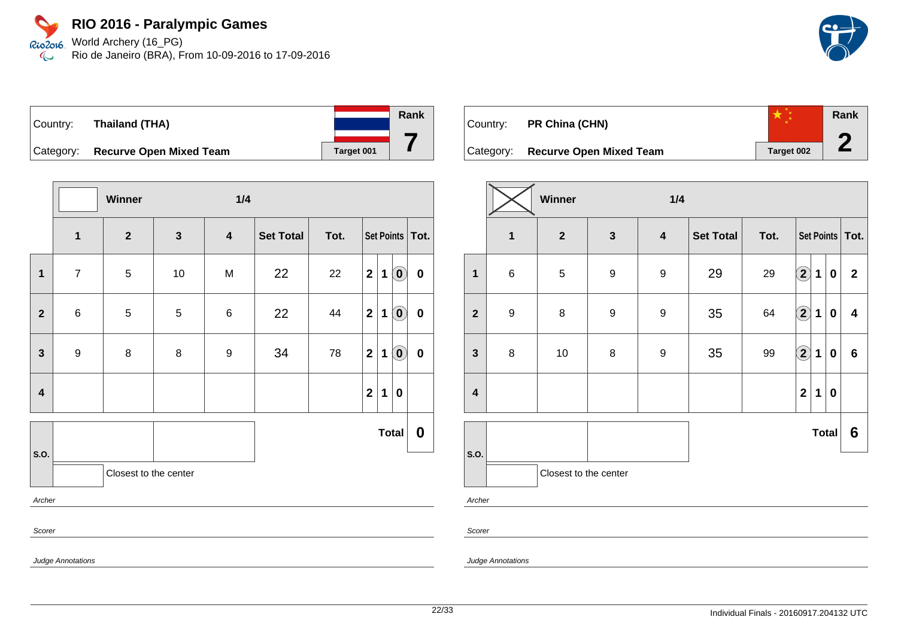# RIO 2016 - Paralympic Games

World Archery (16_PG)
Rio de Janeiro (BRA), From 10-09-2016 to 17-09-2016

| Country: | Thailand (THA) | | Rank |
|---|---|---|---|
| Category: | Recurve Open Mixed Team | Target 001 | 7 |

| | Winner | | 1/4 | | | | | | | |
|---|---|---|---|---|---|---|---|---|---|---|
| | 1 | 2 | 3 | 4 | Set Total | Tot. | Set Points | | | Tot. |
| 1 | 7 | 5 | 10 | M | 22 | 22 | 2 | 1 | (0) | 0 |
| 2 | 6 | 5 | 5 | 6 | 22 | 44 | 2 | 1 | (0) | 0 |
| 3 | 9 | 8 | 8 | 9 | 34 | 78 | 2 | 1 | (0) | 0 |
| 4 | | | | | | | 2 | 1 | 0 | |
| S.O. | | | | | | | | | Total | 0 |

Closest to the center

*Archer*

*Scorer*

*Judge Annotations*

| Country: | PR China (CHN) | | Rank |
|---|---|---|---|
| Category: | Recurve Open Mixed Team | Target 002 | 2 |

| | Winner (X) | | 1/4 | | | | | | | |
|---|---|---|---|---|---|---|---|---|---|---|
| | 1 | 2 | 3 | 4 | Set Total | Tot. | Set Points | | | Tot. |
| 1 | 6 | 5 | 9 | 9 | 29 | 29 | (2) | 1 | 0 | 2 |
| 2 | 9 | 8 | 9 | 9 | 35 | 64 | (2) | 1 | 0 | 4 |
| 3 | 8 | 10 | 8 | 9 | 35 | 99 | (2) | 1 | 0 | 6 |
| 4 | | | | | | | 2 | 1 | 0 | |
| S.O. | | | | | | | | | Total | 6 |

Closest to the center

*Archer*

*Scorer*

*Judge Annotations*

Individual Finals - 20160917.204132 UTC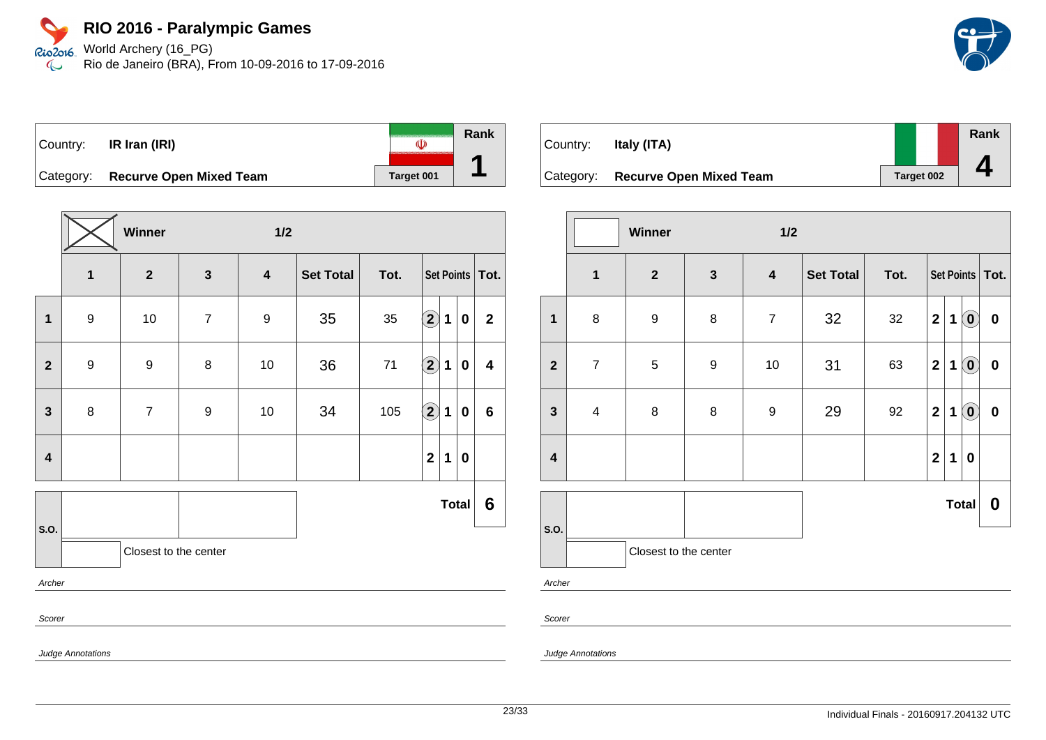# RIO 2016 - Paralympic Games

World Archery (16_PG)
Rio de Janeiro (BRA), From 10-09-2016 to 17-09-2016

| Country: | **IR Iran (IRI)** | Rank |
|---|---|---|
| Category: | **Recurve Open Mixed Team** | **1** |
| | Target 001 | |

| | Winner (X) | | 1/2 | | | | | | | |
|---|---|---|---|---|---|---|---|---|---|---|
| | **1** | **2** | **3** | **4** | **Set Total** | **Tot.** | **Set Points** | | | **Tot.** |
| **1** | 9 | 10 | 7 | 9 | 35 | 35 | (2) | 1 | 0 | **2** |
| **2** | 9 | 9 | 8 | 10 | 36 | 71 | (2) | 1 | 0 | **4** |
| **3** | 8 | 7 | 9 | 10 | 34 | 105 | (2) | 1 | 0 | **6** |
| **4** | | | | | | | 2 | 1 | 0 | |
| | | | | | | | | | **Total** | **6** |

S.O.: Closest to the center

*Archer*

*Scorer*

*Judge Annotations*

| Country: | **Italy (ITA)** | Rank |
|---|---|---|
| Category: | **Recurve Open Mixed Team** | **4** |
| | Target 002 | |

| | Winner | | 1/2 | | | | | | | |
|---|---|---|---|---|---|---|---|---|---|---|
| | **1** | **2** | **3** | **4** | **Set Total** | **Tot.** | **Set Points** | | | **Tot.** |
| **1** | 8 | 9 | 8 | 7 | 32 | 32 | 2 | 1 | (0) | **0** |
| **2** | 7 | 5 | 9 | 10 | 31 | 63 | 2 | 1 | (0) | **0** |
| **3** | 4 | 8 | 8 | 9 | 29 | 92 | 2 | 1 | (0) | **0** |
| **4** | | | | | | | 2 | 1 | 0 | |
| | | | | | | | | | **Total** | **0** |

S.O.: Closest to the center

*Archer*

*Scorer*

*Judge Annotations*

Individual Finals - 20160917.204132 UTC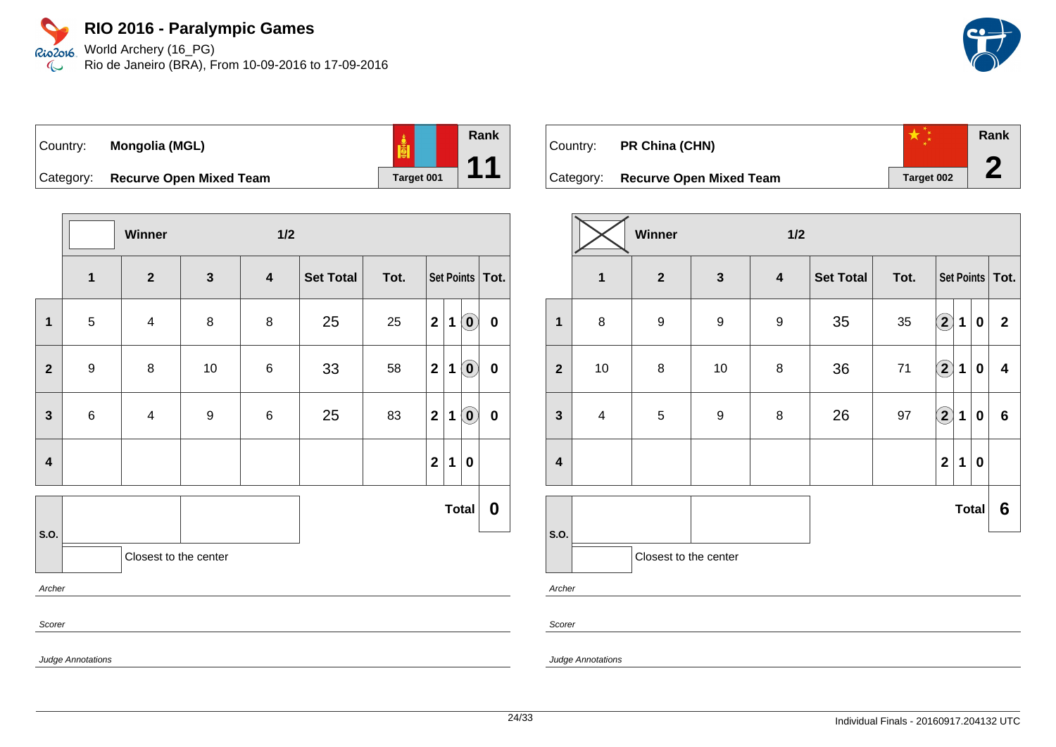# RIO 2016 - Paralympic Games

World Archery (16_PG)
Rio de Janeiro (BRA), From 10-09-2016 to 17-09-2016

| Country: | Mongolia (MGL) | Rank |
|---|---|---|
| Category: | Recurve Open Mixed Team | 11 |
| | Target 001 | |

| | Winner | | 1/2 | | | | | | | |
|---|---|---|---|---|---|---|---|---|---|---|
| | 1 | 2 | 3 | 4 | Set Total | Tot. | Set Points | | | Tot. |
| 1 | 5 | 4 | 8 | 8 | 25 | 25 | 2 | 1 | (0) | 0 |
| 2 | 9 | 8 | 10 | 6 | 33 | 58 | 2 | 1 | (0) | 0 |
| 3 | 6 | 4 | 9 | 6 | 25 | 83 | 2 | 1 | (0) | 0 |
| 4 | | | | | | | 2 | 1 | 0 | |
| | | | | | | | | | Total | 0 |

S.O.

Closest to the center

*Archer*

*Scorer*

*Judge Annotations*

| Country: | PR China (CHN) | Rank |
|---|---|---|
| Category: | Recurve Open Mixed Team | 2 |
| | Target 002 | |

| | Winner | | 1/2 | | | | | | | |
|---|---|---|---|---|---|---|---|---|---|---|
| | 1 | 2 | 3 | 4 | Set Total | Tot. | Set Points | | | Tot. |
| 1 | 8 | 9 | 9 | 9 | 35 | 35 | (2) | 1 | 0 | 2 |
| 2 | 10 | 8 | 10 | 8 | 36 | 71 | (2) | 1 | 0 | 4 |
| 3 | 4 | 5 | 9 | 8 | 26 | 97 | (2) | 1 | 0 | 6 |
| 4 | | | | | | | 2 | 1 | 0 | |
| | | | | | | | | | Total | 6 |

S.O.

Closest to the center

*Archer*

*Scorer*

*Judge Annotations*

Individual Finals - 20160917.204132 UTC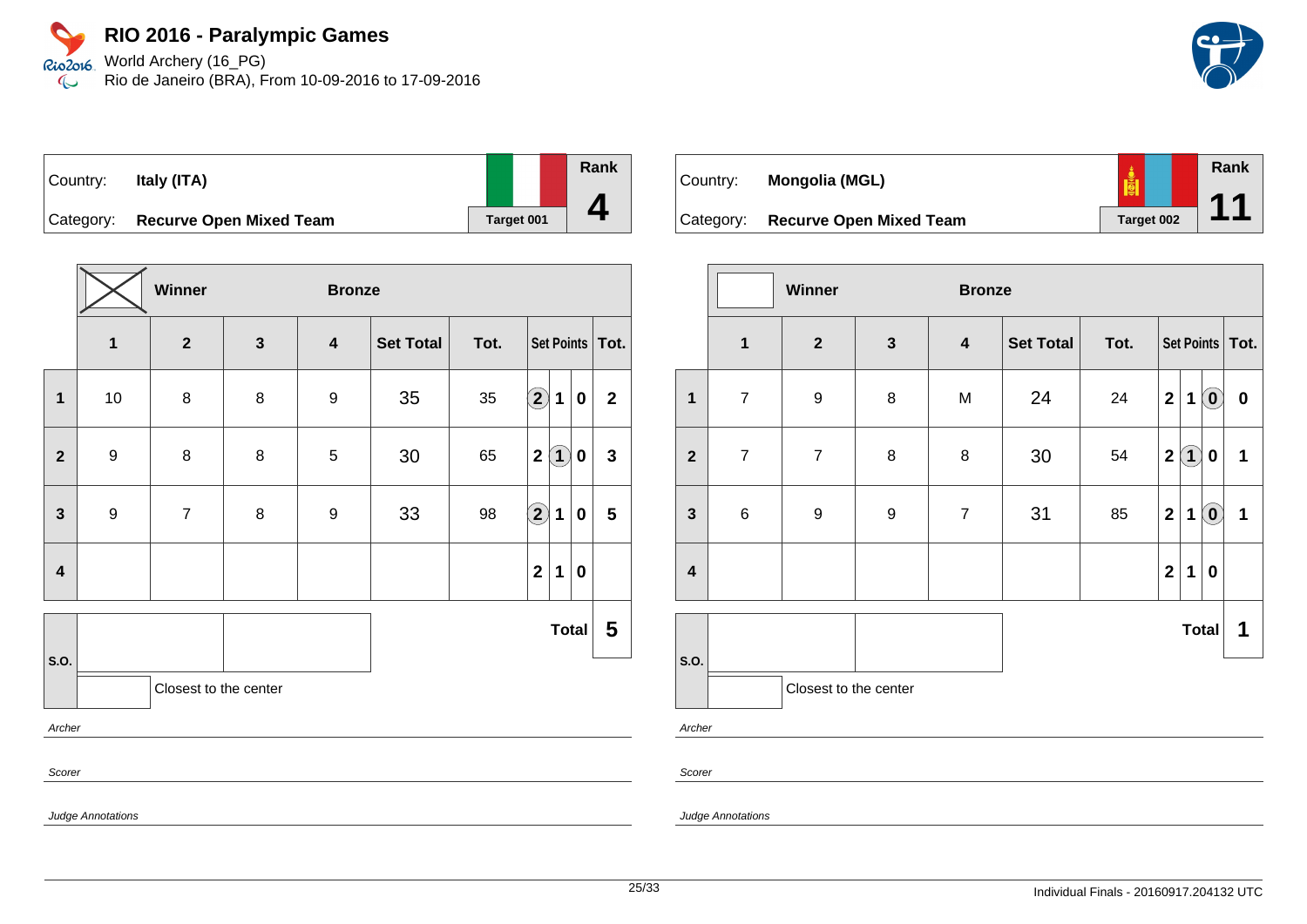# RIO 2016 - Paralympic Games

World Archery (16_PG)
Rio de Janeiro (BRA), From 10-09-2016 to 17-09-2016

| Country: | Italy (ITA) | | Rank |
|---|---|---|---|
| Category: | Recurve Open Mixed Team | Target 001 | 4 |

| | Winner (X) | | Bronze | | | | | | | |
|---|---|---|---|---|---|---|---|---|---|---|
| | 1 | 2 | 3 | 4 | Set Total | Tot. | Set Points | | | Tot. |
| 1 | 10 | 8 | 8 | 9 | 35 | 35 | (2) | 1 | 0 | 2 |
| 2 | 9 | 8 | 8 | 5 | 30 | 65 | 2 | (1) | 0 | 3 |
| 3 | 9 | 7 | 8 | 9 | 33 | 98 | (2) | 1 | 0 | 5 |
| 4 | | | | | | | 2 | 1 | 0 | |
| | | | | | | | | | Total | 5 |

S.O.: Closest to the center

*Archer*

*Scorer*

*Judge Annotations*

| Country: | Mongolia (MGL) | | Rank |
|---|---|---|---|
| Category: | Recurve Open Mixed Team | Target 002 | 11 |

| | Winner | | Bronze | | | | | | | |
|---|---|---|---|---|---|---|---|---|---|---|
| | 1 | 2 | 3 | 4 | Set Total | Tot. | Set Points | | | Tot. |
| 1 | 7 | 9 | 8 | M | 24 | 24 | 2 | 1 | (0) | 0 |
| 2 | 7 | 7 | 8 | 8 | 30 | 54 | 2 | (1) | 0 | 1 |
| 3 | 6 | 9 | 9 | 7 | 31 | 85 | 2 | 1 | (0) | 1 |
| 4 | | | | | | | 2 | 1 | 0 | |
| | | | | | | | | | Total | 1 |

S.O.: Closest to the center

*Archer*

*Scorer*

*Judge Annotations*

Individual Finals - 20160917.204132 UTC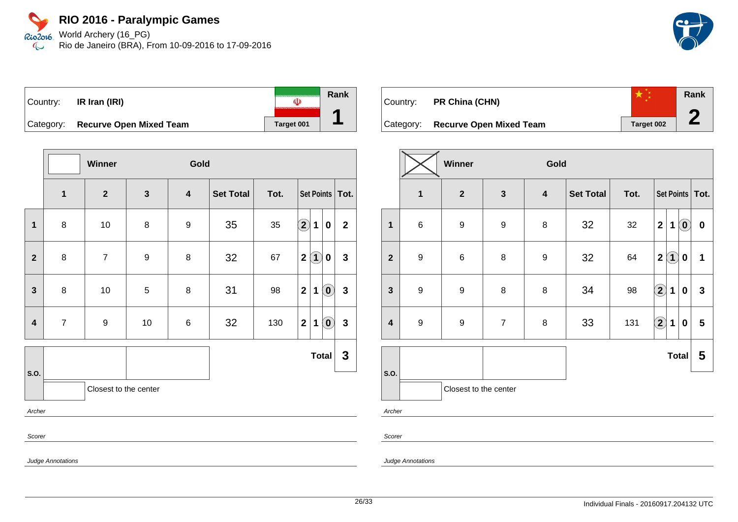# RIO 2016 - Paralympic Games

World Archery (16_PG)
Rio de Janeiro (BRA), From 10-09-2016 to 17-09-2016

| Country: | IR Iran (IRI) | Rank |
|---|---|---|
| Category: | Recurve Open Mixed Team | 1 |
| | Target 001 | |

Winner — Gold

| | 1 | 2 | 3 | 4 | Set Total | Tot. | Set Points | | | Tot. |
|---|---|---|---|---|---|---|---|---|---|---|
| 1 | 8 | 10 | 8 | 9 | 35 | 35 | (2) | 1 | 0 | 2 |
| 2 | 8 | 7 | 9 | 8 | 32 | 67 | 2 | (1) | 0 | 3 |
| 3 | 8 | 10 | 5 | 8 | 31 | 98 | 2 | 1 | (0) | 3 |
| 4 | 7 | 9 | 10 | 6 | 32 | 130 | 2 | 1 | (0) | 3 |
| | | | | | | | | | **Total** | **3** |

S.O.

Closest to the center

*Archer*

*Scorer*

*Judge Annotations*

| Country: | PR China (CHN) | Rank |
|---|---|---|
| Category: | Recurve Open Mixed Team | 2 |
| | Target 002 | |

Winner — Gold

| | 1 | 2 | 3 | 4 | Set Total | Tot. | Set Points | | | Tot. |
|---|---|---|---|---|---|---|---|---|---|---|
| 1 | 6 | 9 | 9 | 8 | 32 | 32 | 2 | 1 | (0) | 0 |
| 2 | 9 | 6 | 8 | 9 | 32 | 64 | 2 | (1) | 0 | 1 |
| 3 | 9 | 9 | 8 | 8 | 34 | 98 | (2) | 1 | 0 | 3 |
| 4 | 9 | 9 | 7 | 8 | 33 | 131 | (2) | 1 | 0 | 5 |
| | | | | | | | | | **Total** | **5** |

S.O.

Closest to the center

*Archer*

*Scorer*

*Judge Annotations*

Individual Finals - 20160917.204132 UTC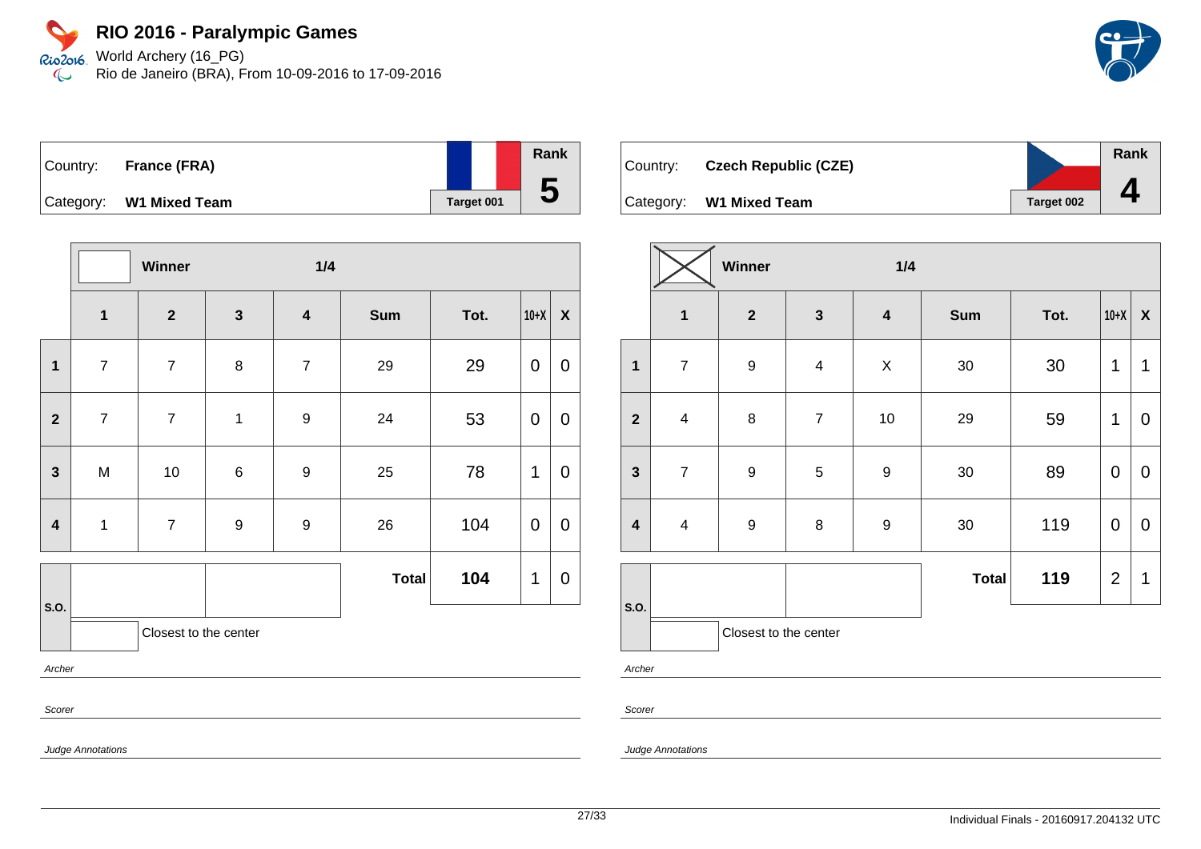# RIO 2016 - Paralympic Games

World Archery (16_PG)

Rio de Janeiro (BRA), From 10-09-2016 to 17-09-2016

| Country: | France (FRA) | Target 001 | Rank |
|---|---|---|---|
| Category: | W1 Mixed Team | | 5 |

| | Winner | | 1/4 | | | | | |
|---|---|---|---|---|---|---|---|---|
| | 1 | 2 | 3 | 4 | Sum | Tot. | 10+X | X |
| 1 | 7 | 7 | 8 | 7 | 29 | 29 | 0 | 0 |
| 2 | 7 | 7 | 1 | 9 | 24 | 53 | 0 | 0 |
| 3 | M | 10 | 6 | 9 | 25 | 78 | 1 | 0 |
| 4 | 1 | 7 | 9 | 9 | 26 | 104 | 0 | 0 |
| S.O. | | | | | **Total** | **104** | 1 | 0 |

Closest to the center

*Archer*

*Scorer*

*Judge Annotations*

| Country: | Czech Republic (CZE) | Target 002 | Rank |
|---|---|---|---|
| Category: | W1 Mixed Team | | 4 |

| | Winner (X) | | 1/4 | | | | | |
|---|---|---|---|---|---|---|---|---|
| | 1 | 2 | 3 | 4 | Sum | Tot. | 10+X | X |
| 1 | 7 | 9 | 4 | X | 30 | 30 | 1 | 1 |
| 2 | 4 | 8 | 7 | 10 | 29 | 59 | 1 | 0 |
| 3 | 7 | 9 | 5 | 9 | 30 | 89 | 0 | 0 |
| 4 | 4 | 9 | 8 | 9 | 30 | 119 | 0 | 0 |
| S.O. | | | | | **Total** | **119** | 2 | 1 |

Closest to the center

*Archer*

*Scorer*

*Judge Annotations*

Individual Finals - 20160917.204132 UTC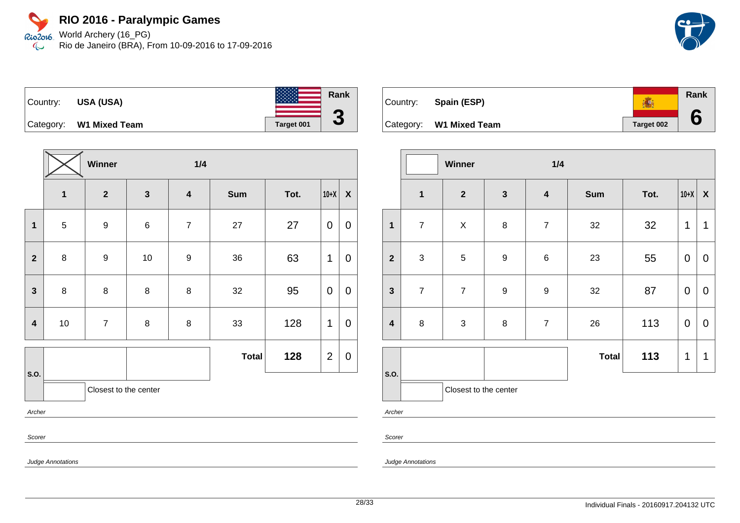# RIO 2016 - Paralympic Games

World Archery (16_PG)
Rio de Janeiro (BRA), From 10-09-2016 to 17-09-2016

| Country: | USA (USA) | Rank |
|---|---|---|
| Category: | W1 Mixed Team | 3 |
| | Target 001 | |

Winner ☒ — 1/4

| | 1 | 2 | 3 | 4 | Sum | Tot. | 10+X | X |
|---|---|---|---|---|---|---|---|---|
| 1 | 5 | 9 | 6 | 7 | 27 | 27 | 0 | 0 |
| 2 | 8 | 9 | 10 | 9 | 36 | 63 | 1 | 0 |
| 3 | 8 | 8 | 8 | 8 | 32 | 95 | 0 | 0 |
| 4 | 10 | 7 | 8 | 8 | 33 | 128 | 1 | 0 |
| | | | | | **Total** | **128** | 2 | 0 |

S.O.

Closest to the center

*Archer*

*Scorer*

*Judge Annotations*

| Country: | Spain (ESP) | Rank |
|---|---|---|
| Category: | W1 Mixed Team | 6 |
| | Target 002 | |

Winner ☐ — 1/4

| | 1 | 2 | 3 | 4 | Sum | Tot. | 10+X | X |
|---|---|---|---|---|---|---|---|---|
| 1 | 7 | X | 8 | 7 | 32 | 32 | 1 | 1 |
| 2 | 3 | 5 | 9 | 6 | 23 | 55 | 0 | 0 |
| 3 | 7 | 7 | 9 | 9 | 32 | 87 | 0 | 0 |
| 4 | 8 | 3 | 8 | 7 | 26 | 113 | 0 | 0 |
| | | | | | **Total** | **113** | 1 | 1 |

S.O.

Closest to the center

*Archer*

*Scorer*

*Judge Annotations*

Individual Finals - 20160917.204132 UTC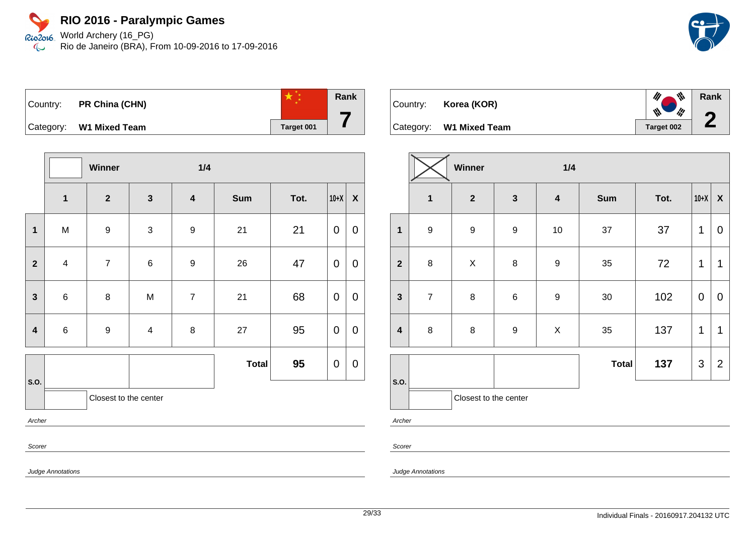# RIO 2016 - Paralympic Games

World Archery (16_PG)
Rio de Janeiro (BRA), From 10-09-2016 to 17-09-2016

| Country: | PR China (CHN) | | Rank |
|---|---|---|---|
| Category: | W1 Mixed Team | Target 001 | 7 |

| | Winner | | 1/4 | | | | | |
|---|---|---|---|---|---|---|---|---|
| | 1 | 2 | 3 | 4 | Sum | Tot. | 10+X | X |
| 1 | M | 9 | 3 | 9 | 21 | 21 | 0 | 0 |
| 2 | 4 | 7 | 6 | 9 | 26 | 47 | 0 | 0 |
| 3 | 6 | 8 | M | 7 | 21 | 68 | 0 | 0 |
| 4 | 6 | 9 | 4 | 8 | 27 | 95 | 0 | 0 |
| S.O. | | | | | **Total** | **95** | 0 | 0 |

Closest to the center

*Archer*

*Scorer*

*Judge Annotations*

| Country: | Korea (KOR) | | Rank |
|---|---|---|---|
| Category: | W1 Mixed Team | Target 002 | 2 |

| | Winner (X) | | 1/4 | | | | | |
|---|---|---|---|---|---|---|---|---|
| | 1 | 2 | 3 | 4 | Sum | Tot. | 10+X | X |
| 1 | 9 | 9 | 9 | 10 | 37 | 37 | 1 | 0 |
| 2 | 8 | X | 8 | 9 | 35 | 72 | 1 | 1 |
| 3 | 7 | 8 | 6 | 9 | 30 | 102 | 0 | 0 |
| 4 | 8 | 8 | 9 | X | 35 | 137 | 1 | 1 |
| S.O. | | | | | **Total** | **137** | 3 | 2 |

Closest to the center

*Archer*

*Scorer*

*Judge Annotations*

Individual Finals - 20160917.204132 UTC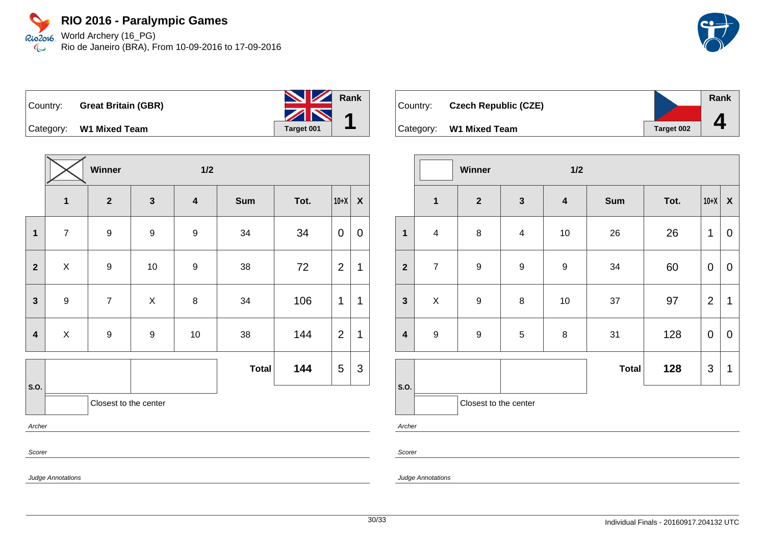# RIO 2016 - Paralympic Games

World Archery (16_PG)
Rio de Janeiro (BRA), From 10-09-2016 to 17-09-2016

| Country: | **Great Britain (GBR)** | Rank |
|---|---|---|
| Category: | **W1 Mixed Team** | **1** |
| | Target 001 | |

| | [X] **Winner** | | **1/2** | | | | | |
|---|---|---|---|---|---|---|---|---|
| | **1** | **2** | **3** | **4** | **Sum** | **Tot.** | **10+X** | **X** |
| **1** | 7 | 9 | 9 | 9 | 34 | 34 | 0 | 0 |
| **2** | X | 9 | 10 | 9 | 38 | 72 | 2 | 1 |
| **3** | 9 | 7 | X | 8 | 34 | 106 | 1 | 1 |
| **4** | X | 9 | 9 | 10 | 38 | 144 | 2 | 1 |
| **S.O.** | | | | | **Total** | **144** | 5 | 3 |
| | | Closest to the center | | | | | | |

*Archer*

*Scorer*

*Judge Annotations*

| Country: | **Czech Republic (CZE)** | Rank |
|---|---|---|
| Category: | **W1 Mixed Team** | **4** |
| | Target 002 | |

| | [ ] **Winner** | | **1/2** | | | | | |
|---|---|---|---|---|---|---|---|---|
| | **1** | **2** | **3** | **4** | **Sum** | **Tot.** | **10+X** | **X** |
| **1** | 4 | 8 | 4 | 10 | 26 | 26 | 1 | 0 |
| **2** | 7 | 9 | 9 | 9 | 34 | 60 | 0 | 0 |
| **3** | X | 9 | 8 | 10 | 37 | 97 | 2 | 1 |
| **4** | 9 | 9 | 5 | 8 | 31 | 128 | 0 | 0 |
| **S.O.** | | | | | **Total** | **128** | 3 | 1 |
| | | Closest to the center | | | | | | |

*Archer*

*Scorer*

*Judge Annotations*

Individual Finals - 20160917.204132 UTC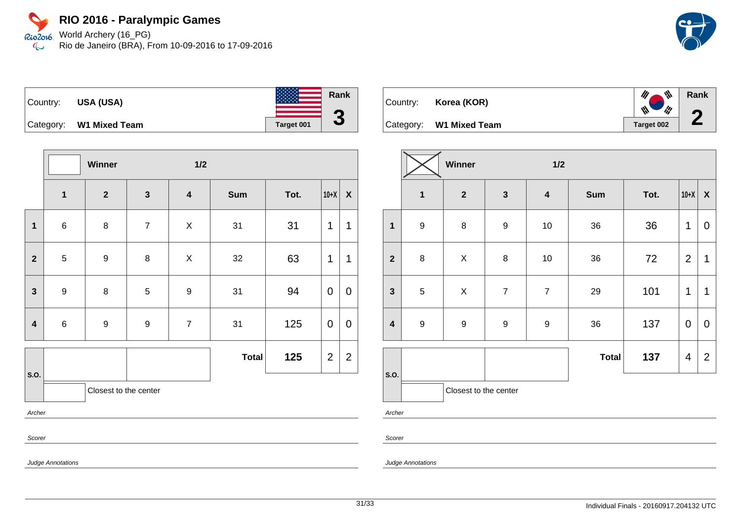# RIO 2016 - Paralympic Games

World Archery (16_PG)
Rio de Janeiro (BRA), From 10-09-2016 to 17-09-2016

Country: **USA (USA)**
Category: **W1 Mixed Team**
Target 001
Rank **3**

| | Winner | | 1/2 | | | | | |
|---|---|---|---|---|---|---|---|---|
| | **1** | **2** | **3** | **4** | **Sum** | **Tot.** | **10+X** | **X** |
| **1** | 6 | 8 | 7 | X | 31 | 31 | 1 | 1 |
| **2** | 5 | 9 | 8 | X | 32 | 63 | 1 | 1 |
| **3** | 9 | 8 | 5 | 9 | 31 | 94 | 0 | 0 |
| **4** | 6 | 9 | 9 | 7 | 31 | 125 | 0 | 0 |
| | | | | | **Total** | **125** | 2 | 2 |

S.O.

Closest to the center

*Archer*

*Scorer*

*Judge Annotations*

Country: **Korea (KOR)**
Category: **W1 Mixed Team**
Target 002
Rank **2**

| | Winner | | 1/2 | | | | | |
|---|---|---|---|---|---|---|---|---|
| | **1** | **2** | **3** | **4** | **Sum** | **Tot.** | **10+X** | **X** |
| **1** | 9 | 8 | 9 | 10 | 36 | 36 | 1 | 0 |
| **2** | 8 | X | 8 | 10 | 36 | 72 | 2 | 1 |
| **3** | 5 | X | 7 | 7 | 29 | 101 | 1 | 1 |
| **4** | 9 | 9 | 9 | 9 | 36 | 137 | 0 | 0 |
| | | | | | **Total** | **137** | 4 | 2 |

S.O.

Closest to the center

*Archer*

*Scorer*

*Judge Annotations*

Individual Finals - 20160917.204132 UTC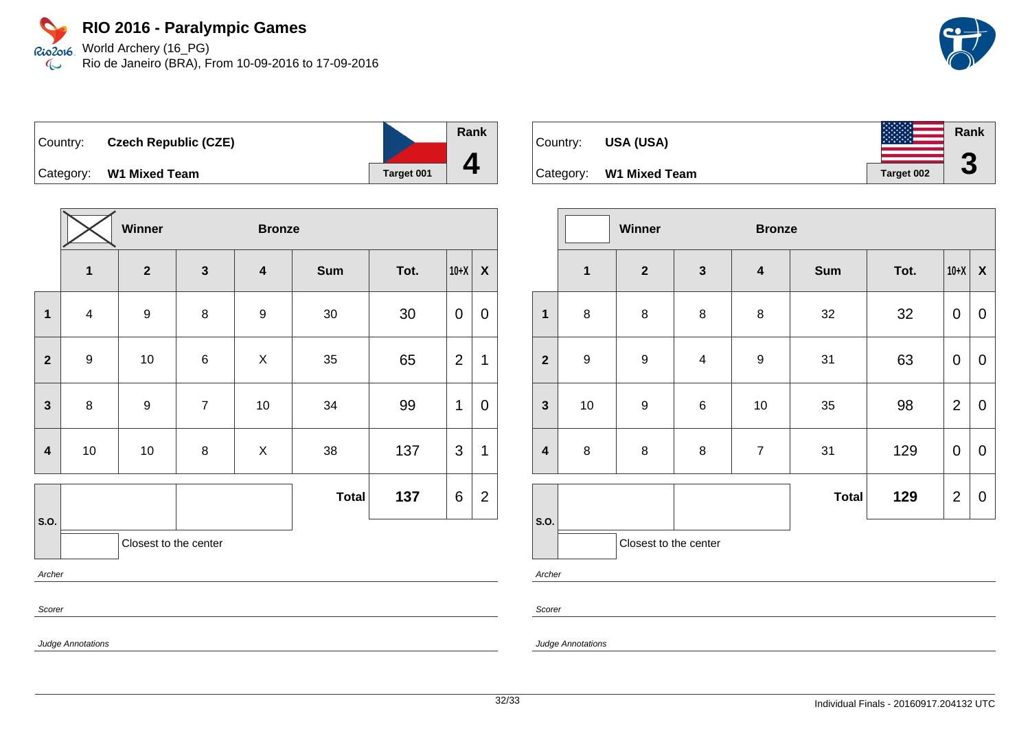# RIO 2016 - Paralympic Games

World Archery (16_PG)
Rio de Janeiro (BRA), From 10-09-2016 to 17-09-2016

| Country: | **Czech Republic (CZE)** | Target 001 | Rank **4** |
|---|---|---|---|
| Category: | **W1 Mixed Team** | | |

| | Winner | | Bronze | | | | | |
|---|---|---|---|---|---|---|---|---|
| | **1** | **2** | **3** | **4** | **Sum** | **Tot.** | **10+X** | **X** |
| **1** | 4 | 9 | 8 | 9 | 30 | 30 | 0 | 0 |
| **2** | 9 | 10 | 6 | X | 35 | 65 | 2 | 1 |
| **3** | 8 | 9 | 7 | 10 | 34 | 99 | 1 | 0 |
| **4** | 10 | 10 | 8 | X | 38 | 137 | 3 | 1 |
| **S.O.** | | | | | **Total** | **137** | 6 | 2 |

Closest to the center

*Archer*

*Scorer*

*Judge Annotations*

| Country: | **USA (USA)** | Target 002 | Rank **3** |
|---|---|---|---|
| Category: | **W1 Mixed Team** | | |

| | Winner | | Bronze | | | | | |
|---|---|---|---|---|---|---|---|---|
| | **1** | **2** | **3** | **4** | **Sum** | **Tot.** | **10+X** | **X** |
| **1** | 8 | 8 | 8 | 8 | 32 | 32 | 0 | 0 |
| **2** | 9 | 9 | 4 | 9 | 31 | 63 | 0 | 0 |
| **3** | 10 | 9 | 6 | 10 | 35 | 98 | 2 | 0 |
| **4** | 8 | 8 | 8 | 7 | 31 | 129 | 0 | 0 |
| **S.O.** | | | | | **Total** | **129** | 2 | 0 |

Closest to the center

*Archer*

*Scorer*

*Judge Annotations*

Individual Finals - 20160917.204132 UTC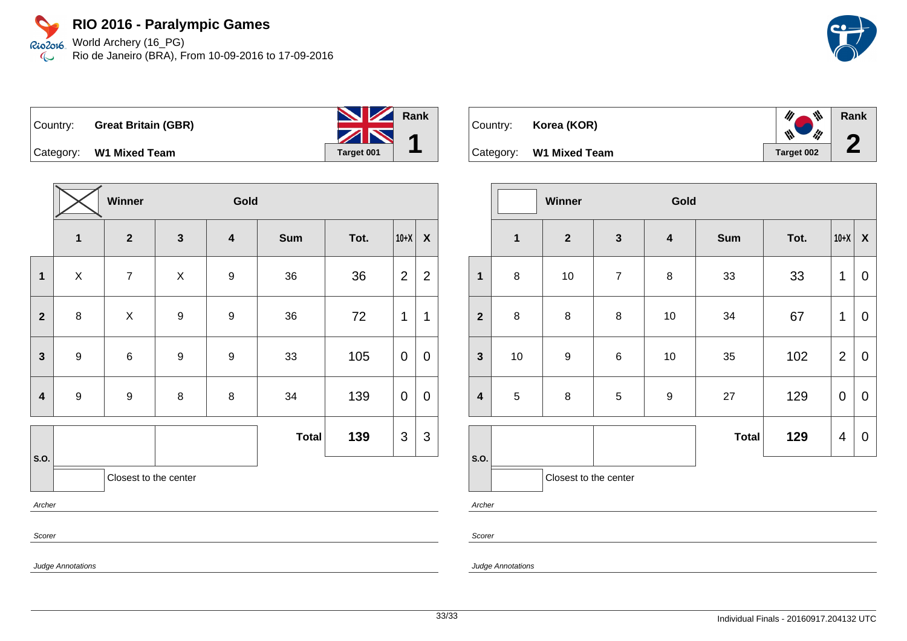# RIO 2016 - Paralympic Games

World Archery (16_PG)

Rio de Janeiro (BRA), From 10-09-2016 to 17-09-2016

| Country: | Great Britain (GBR) | Target 001 | Rank |
|---|---|---|---|
| Category: | W1 Mixed Team | | 1 |

Winner — Gold

| | 1 | 2 | 3 | 4 | Sum | Tot. | 10+X | X |
|---|---|---|---|---|---|---|---|---|
| 1 | X | 7 | X | 9 | 36 | 36 | 2 | 2 |
| 2 | 8 | X | 9 | 9 | 36 | 72 | 1 | 1 |
| 3 | 9 | 6 | 9 | 9 | 33 | 105 | 0 | 0 |
| 4 | 9 | 9 | 8 | 8 | 34 | 139 | 0 | 0 |
| S.O. | | | | | **Total** | **139** | 3 | 3 |

Closest to the center

*Archer*

*Scorer*

*Judge Annotations*

| Country: | Korea (KOR) | Target 002 | Rank |
|---|---|---|---|
| Category: | W1 Mixed Team | | 2 |

Winner — Gold

| | 1 | 2 | 3 | 4 | Sum | Tot. | 10+X | X |
|---|---|---|---|---|---|---|---|---|
| 1 | 8 | 10 | 7 | 8 | 33 | 33 | 1 | 0 |
| 2 | 8 | 8 | 8 | 10 | 34 | 67 | 1 | 0 |
| 3 | 10 | 9 | 6 | 10 | 35 | 102 | 2 | 0 |
| 4 | 5 | 8 | 5 | 9 | 27 | 129 | 0 | 0 |
| S.O. | | | | | **Total** | **129** | 4 | 0 |

Closest to the center

*Archer*

*Scorer*

*Judge Annotations*

Individual Finals - 20160917.204132 UTC